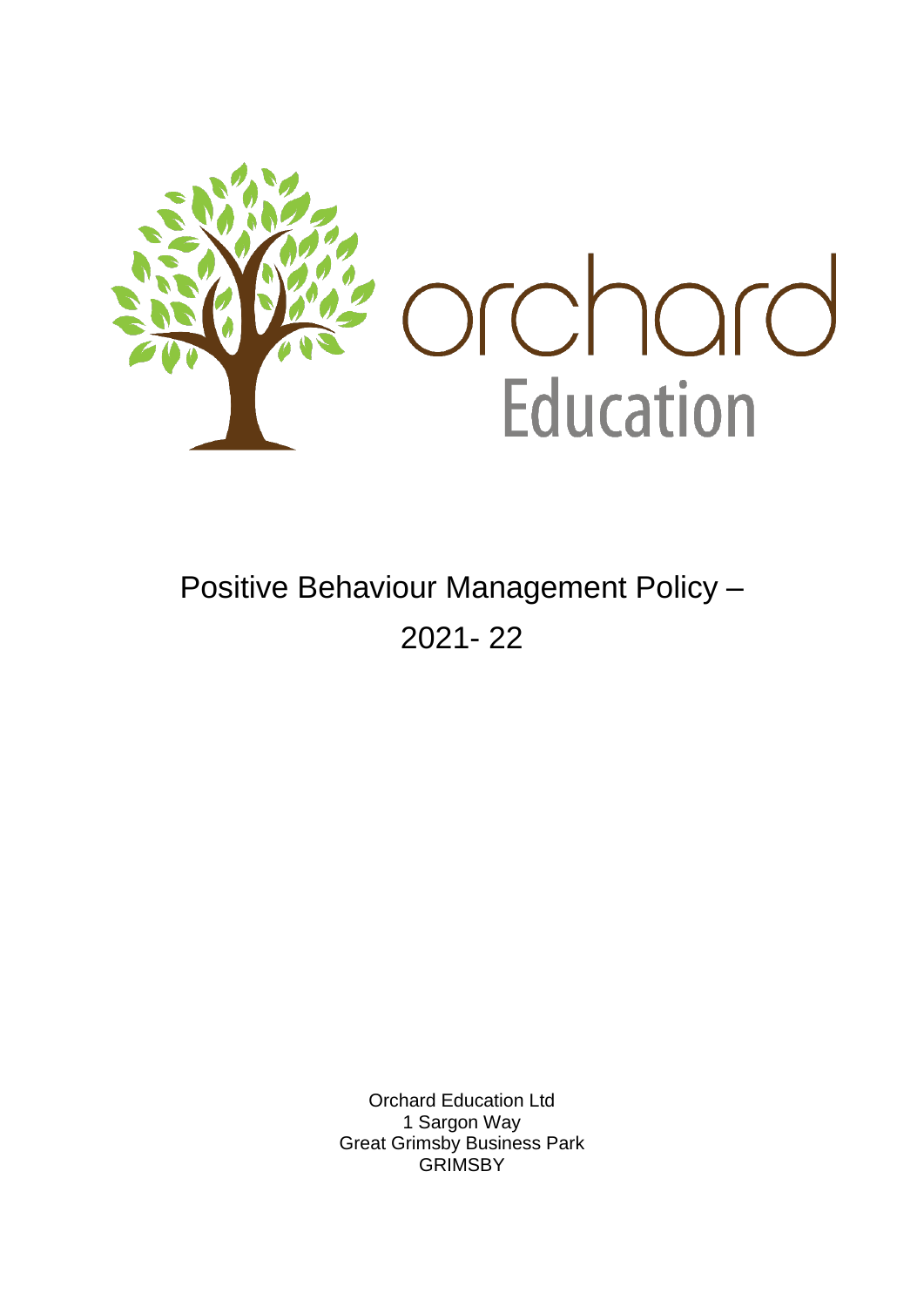orchard Education

# Positive Behaviour Management Policy – 2021- 22

Orchard Education Ltd
1 Sargon Way
Great Grimsby Business Park
GRIMSBY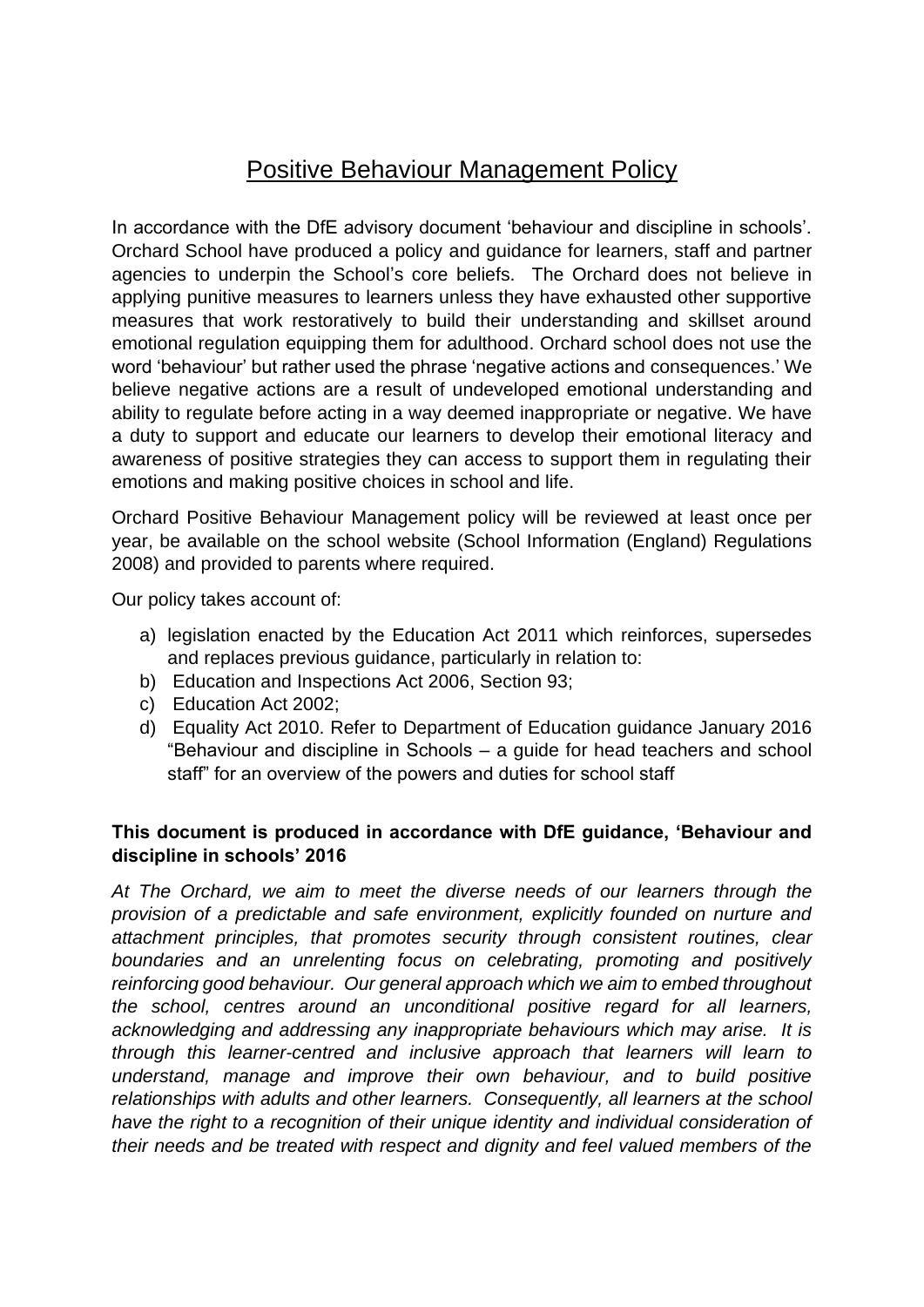# Positive Behaviour Management Policy

In accordance with the DfE advisory document 'behaviour and discipline in schools'. Orchard School have produced a policy and guidance for learners, staff and partner agencies to underpin the School's core beliefs. The Orchard does not believe in applying punitive measures to learners unless they have exhausted other supportive measures that work restoratively to build their understanding and skillset around emotional regulation equipping them for adulthood. Orchard school does not use the word 'behaviour' but rather used the phrase 'negative actions and consequences.' We believe negative actions are a result of undeveloped emotional understanding and ability to regulate before acting in a way deemed inappropriate or negative. We have a duty to support and educate our learners to develop their emotional literacy and awareness of positive strategies they can access to support them in regulating their emotions and making positive choices in school and life.

Orchard Positive Behaviour Management policy will be reviewed at least once per year, be available on the school website (School Information (England) Regulations 2008) and provided to parents where required.

Our policy takes account of:

a) legislation enacted by the Education Act 2011 which reinforces, supersedes and replaces previous guidance, particularly in relation to:
b) Education and Inspections Act 2006, Section 93;
c) Education Act 2002;
d) Equality Act 2010. Refer to Department of Education guidance January 2016 "Behaviour and discipline in Schools – a guide for head teachers and school staff" for an overview of the powers and duties for school staff

**This document is produced in accordance with DfE guidance, 'Behaviour and discipline in schools' 2016**

*At The Orchard, we aim to meet the diverse needs of our learners through the provision of a predictable and safe environment, explicitly founded on nurture and attachment principles, that promotes security through consistent routines, clear boundaries and an unrelenting focus on celebrating, promoting and positively reinforcing good behaviour. Our general approach which we aim to embed throughout the school, centres around an unconditional positive regard for all learners, acknowledging and addressing any inappropriate behaviours which may arise. It is through this learner-centred and inclusive approach that learners will learn to understand, manage and improve their own behaviour, and to build positive relationships with adults and other learners. Consequently, all learners at the school have the right to a recognition of their unique identity and individual consideration of their needs and be treated with respect and dignity and feel valued members of the*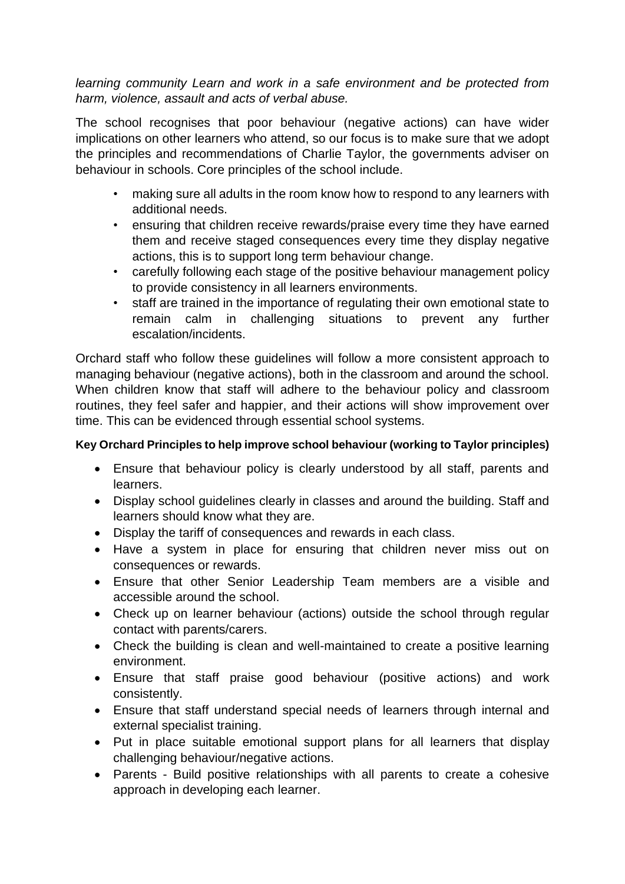*learning community Learn and work in a safe environment and be protected from harm, violence, assault and acts of verbal abuse.*

The school recognises that poor behaviour (negative actions) can have wider implications on other learners who attend, so our focus is to make sure that we adopt the principles and recommendations of Charlie Taylor, the governments adviser on behaviour in schools. Core principles of the school include.

- making sure all adults in the room know how to respond to any learners with additional needs.
- ensuring that children receive rewards/praise every time they have earned them and receive staged consequences every time they display negative actions, this is to support long term behaviour change.
- carefully following each stage of the positive behaviour management policy to provide consistency in all learners environments.
- staff are trained in the importance of regulating their own emotional state to remain calm in challenging situations to prevent any further escalation/incidents.

Orchard staff who follow these guidelines will follow a more consistent approach to managing behaviour (negative actions), both in the classroom and around the school. When children know that staff will adhere to the behaviour policy and classroom routines, they feel safer and happier, and their actions will show improvement over time. This can be evidenced through essential school systems.

**Key Orchard Principles to help improve school behaviour (working to Taylor principles)**

- Ensure that behaviour policy is clearly understood by all staff, parents and learners.
- Display school guidelines clearly in classes and around the building. Staff and learners should know what they are.
- Display the tariff of consequences and rewards in each class.
- Have a system in place for ensuring that children never miss out on consequences or rewards.
- Ensure that other Senior Leadership Team members are a visible and accessible around the school.
- Check up on learner behaviour (actions) outside the school through regular contact with parents/carers.
- Check the building is clean and well-maintained to create a positive learning environment.
- Ensure that staff praise good behaviour (positive actions) and work consistently.
- Ensure that staff understand special needs of learners through internal and external specialist training.
- Put in place suitable emotional support plans for all learners that display challenging behaviour/negative actions.
- Parents - Build positive relationships with all parents to create a cohesive approach in developing each learner.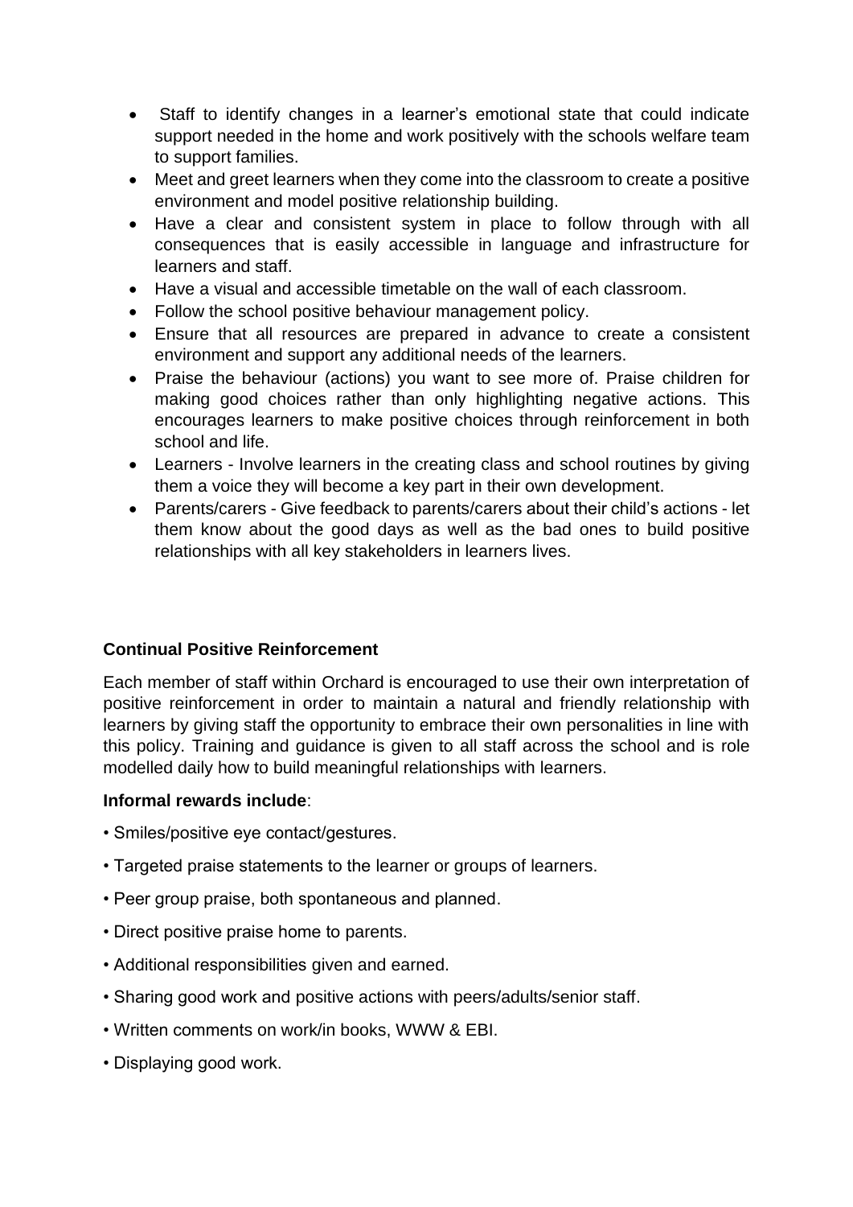- Staff to identify changes in a learner's emotional state that could indicate support needed in the home and work positively with the schools welfare team to support families.
- Meet and greet learners when they come into the classroom to create a positive environment and model positive relationship building.
- Have a clear and consistent system in place to follow through with all consequences that is easily accessible in language and infrastructure for learners and staff.
- Have a visual and accessible timetable on the wall of each classroom.
- Follow the school positive behaviour management policy.
- Ensure that all resources are prepared in advance to create a consistent environment and support any additional needs of the learners.
- Praise the behaviour (actions) you want to see more of. Praise children for making good choices rather than only highlighting negative actions. This encourages learners to make positive choices through reinforcement in both school and life.
- Learners - Involve learners in the creating class and school routines by giving them a voice they will become a key part in their own development.
- Parents/carers - Give feedback to parents/carers about their child's actions - let them know about the good days as well as the bad ones to build positive relationships with all key stakeholders in learners lives.

**Continual Positive Reinforcement**

Each member of staff within Orchard is encouraged to use their own interpretation of positive reinforcement in order to maintain a natural and friendly relationship with learners by giving staff the opportunity to embrace their own personalities in line with this policy. Training and guidance is given to all staff across the school and is role modelled daily how to build meaningful relationships with learners.

**Informal rewards include**:

- Smiles/positive eye contact/gestures.
- Targeted praise statements to the learner or groups of learners.
- Peer group praise, both spontaneous and planned.
- Direct positive praise home to parents.
- Additional responsibilities given and earned.
- Sharing good work and positive actions with peers/adults/senior staff.
- Written comments on work/in books, WWW & EBI.
- Displaying good work.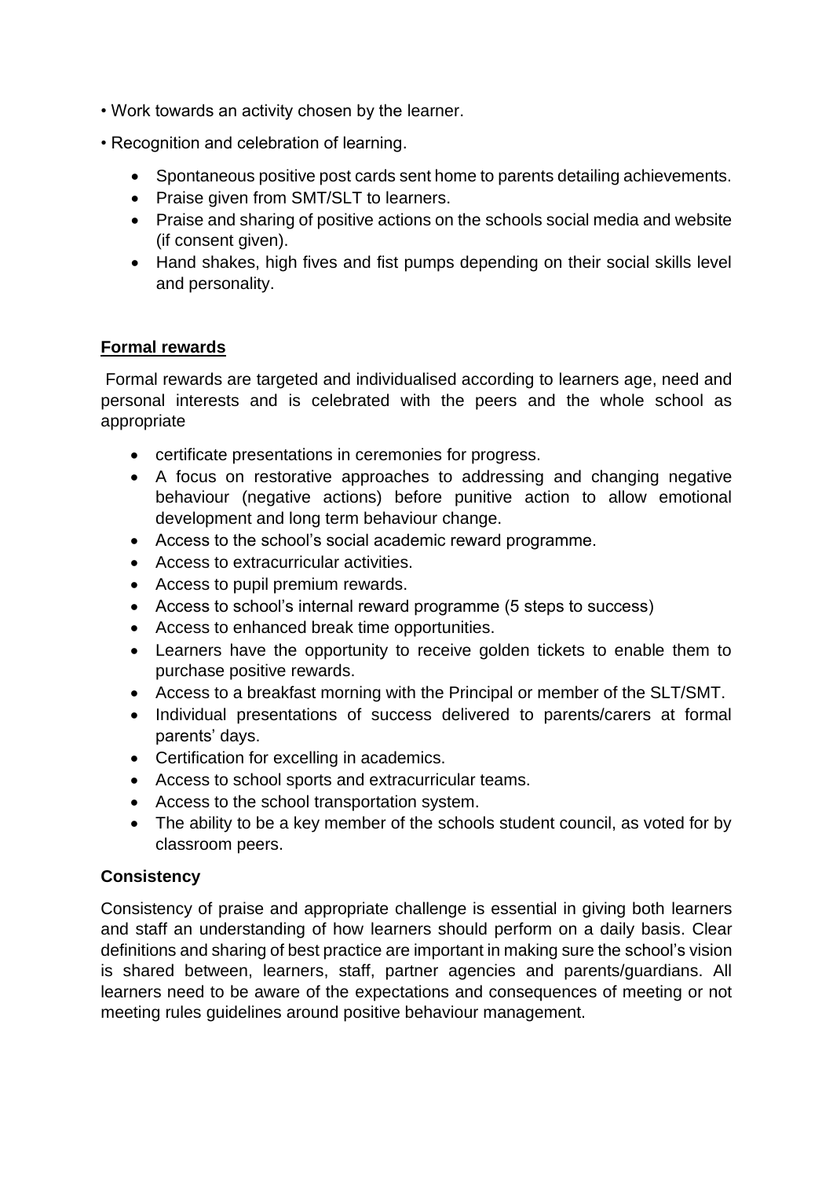- Work towards an activity chosen by the learner.
- Recognition and celebration of learning.
  - Spontaneous positive post cards sent home to parents detailing achievements.
  - Praise given from SMT/SLT to learners.
  - Praise and sharing of positive actions on the schools social media and website (if consent given).
  - Hand shakes, high fives and fist pumps depending on their social skills level and personality.

## Formal rewards

Formal rewards are targeted and individualised according to learners age, need and personal interests and is celebrated with the peers and the whole school as appropriate

- certificate presentations in ceremonies for progress.
- A focus on restorative approaches to addressing and changing negative behaviour (negative actions) before punitive action to allow emotional development and long term behaviour change.
- Access to the school's social academic reward programme.
- Access to extracurricular activities.
- Access to pupil premium rewards.
- Access to school's internal reward programme (5 steps to success)
- Access to enhanced break time opportunities.
- Learners have the opportunity to receive golden tickets to enable them to purchase positive rewards.
- Access to a breakfast morning with the Principal or member of the SLT/SMT.
- Individual presentations of success delivered to parents/carers at formal parents' days.
- Certification for excelling in academics.
- Access to school sports and extracurricular teams.
- Access to the school transportation system.
- The ability to be a key member of the schools student council, as voted for by classroom peers.

## Consistency

Consistency of praise and appropriate challenge is essential in giving both learners and staff an understanding of how learners should perform on a daily basis. Clear definitions and sharing of best practice are important in making sure the school's vision is shared between, learners, staff, partner agencies and parents/guardians. All learners need to be aware of the expectations and consequences of meeting or not meeting rules guidelines around positive behaviour management.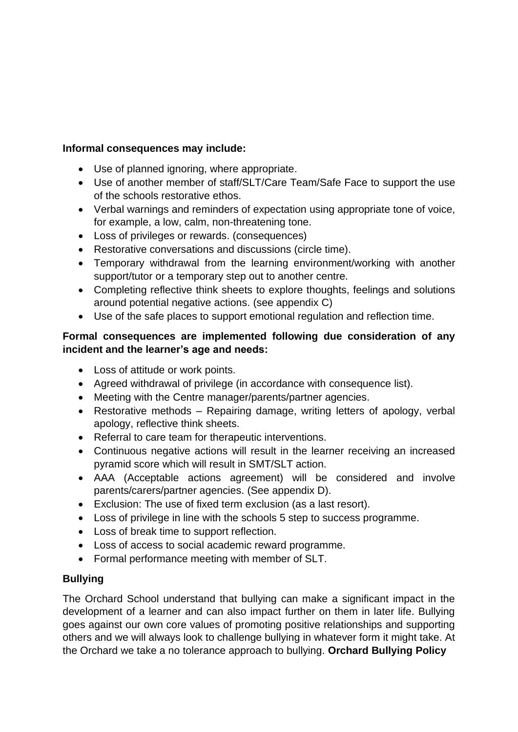**Informal consequences may include:**

- Use of planned ignoring, where appropriate.
- Use of another member of staff/SLT/Care Team/Safe Face to support the use of the schools restorative ethos.
- Verbal warnings and reminders of expectation using appropriate tone of voice, for example, a low, calm, non-threatening tone.
- Loss of privileges or rewards. (consequences)
- Restorative conversations and discussions (circle time).
- Temporary withdrawal from the learning environment/working with another support/tutor or a temporary step out to another centre.
- Completing reflective think sheets to explore thoughts, feelings and solutions around potential negative actions. (see appendix C)
- Use of the safe places to support emotional regulation and reflection time.

**Formal consequences are implemented following due consideration of any incident and the learner's age and needs:**

- Loss of attitude or work points.
- Agreed withdrawal of privilege (in accordance with consequence list).
- Meeting with the Centre manager/parents/partner agencies.
- Restorative methods – Repairing damage, writing letters of apology, verbal apology, reflective think sheets.
- Referral to care team for therapeutic interventions.
- Continuous negative actions will result in the learner receiving an increased pyramid score which will result in SMT/SLT action.
- AAA (Acceptable actions agreement) will be considered and involve parents/carers/partner agencies. (See appendix D).
- Exclusion: The use of fixed term exclusion (as a last resort).
- Loss of privilege in line with the schools 5 step to success programme.
- Loss of break time to support reflection.
- Loss of access to social academic reward programme.
- Formal performance meeting with member of SLT.

**Bullying**

The Orchard School understand that bullying can make a significant impact in the development of a learner and can also impact further on them in later life. Bullying goes against our own core values of promoting positive relationships and supporting others and we will always look to challenge bullying in whatever form it might take. At the Orchard we take a no tolerance approach to bullying. **Orchard Bullying Policy**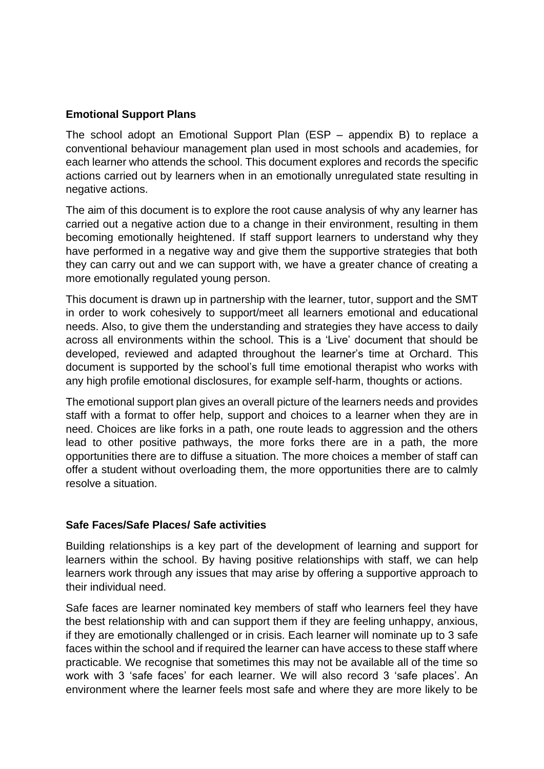**Emotional Support Plans**

The school adopt an Emotional Support Plan (ESP – appendix B) to replace a conventional behaviour management plan used in most schools and academies, for each learner who attends the school. This document explores and records the specific actions carried out by learners when in an emotionally unregulated state resulting in negative actions.

The aim of this document is to explore the root cause analysis of why any learner has carried out a negative action due to a change in their environment, resulting in them becoming emotionally heightened. If staff support learners to understand why they have performed in a negative way and give them the supportive strategies that both they can carry out and we can support with, we have a greater chance of creating a more emotionally regulated young person.

This document is drawn up in partnership with the learner, tutor, support and the SMT in order to work cohesively to support/meet all learners emotional and educational needs. Also, to give them the understanding and strategies they have access to daily across all environments within the school. This is a 'Live' document that should be developed, reviewed and adapted throughout the learner's time at Orchard. This document is supported by the school's full time emotional therapist who works with any high profile emotional disclosures, for example self-harm, thoughts or actions.

The emotional support plan gives an overall picture of the learners needs and provides staff with a format to offer help, support and choices to a learner when they are in need. Choices are like forks in a path, one route leads to aggression and the others lead to other positive pathways, the more forks there are in a path, the more opportunities there are to diffuse a situation. The more choices a member of staff can offer a student without overloading them, the more opportunities there are to calmly resolve a situation.

**Safe Faces/Safe Places/ Safe activities**

Building relationships is a key part of the development of learning and support for learners within the school. By having positive relationships with staff, we can help learners work through any issues that may arise by offering a supportive approach to their individual need.

Safe faces are learner nominated key members of staff who learners feel they have the best relationship with and can support them if they are feeling unhappy, anxious, if they are emotionally challenged or in crisis. Each learner will nominate up to 3 safe faces within the school and if required the learner can have access to these staff where practicable. We recognise that sometimes this may not be available all of the time so work with 3 'safe faces' for each learner. We will also record 3 'safe places'. An environment where the learner feels most safe and where they are more likely to be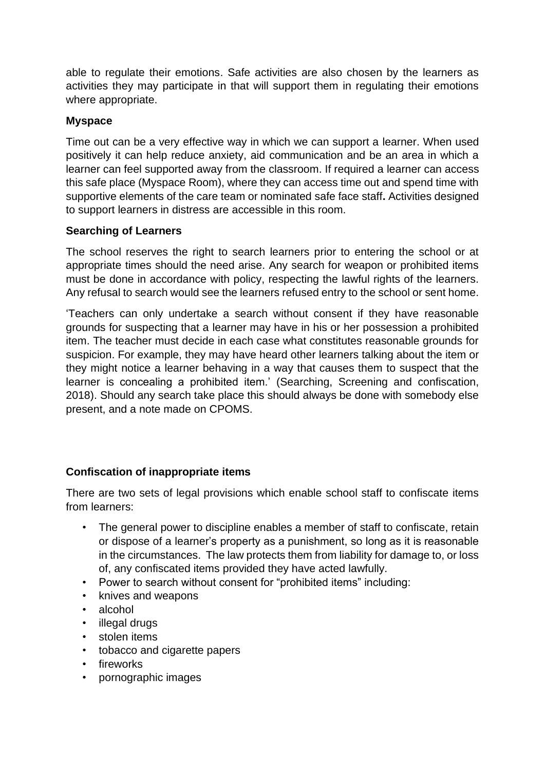able to regulate their emotions. Safe activities are also chosen by the learners as activities they may participate in that will support them in regulating their emotions where appropriate.

**Myspace**

Time out can be a very effective way in which we can support a learner. When used positively it can help reduce anxiety, aid communication and be an area in which a learner can feel supported away from the classroom. If required a learner can access this safe place (Myspace Room), where they can access time out and spend time with supportive elements of the care team or nominated safe face staff**.** Activities designed to support learners in distress are accessible in this room.

**Searching of Learners**

The school reserves the right to search learners prior to entering the school or at appropriate times should the need arise. Any search for weapon or prohibited items must be done in accordance with policy, respecting the lawful rights of the learners. Any refusal to search would see the learners refused entry to the school or sent home.

'Teachers can only undertake a search without consent if they have reasonable grounds for suspecting that a learner may have in his or her possession a prohibited item. The teacher must decide in each case what constitutes reasonable grounds for suspicion. For example, they may have heard other learners talking about the item or they might notice a learner behaving in a way that causes them to suspect that the learner is concealing a prohibited item.' (Searching, Screening and confiscation, 2018). Should any search take place this should always be done with somebody else present, and a note made on CPOMS.

**Confiscation of inappropriate items**

There are two sets of legal provisions which enable school staff to confiscate items from learners:

- The general power to discipline enables a member of staff to confiscate, retain or dispose of a learner's property as a punishment, so long as it is reasonable in the circumstances. The law protects them from liability for damage to, or loss of, any confiscated items provided they have acted lawfully.
- Power to search without consent for "prohibited items" including:
- knives and weapons
- alcohol
- illegal drugs
- stolen items
- tobacco and cigarette papers
- fireworks
- pornographic images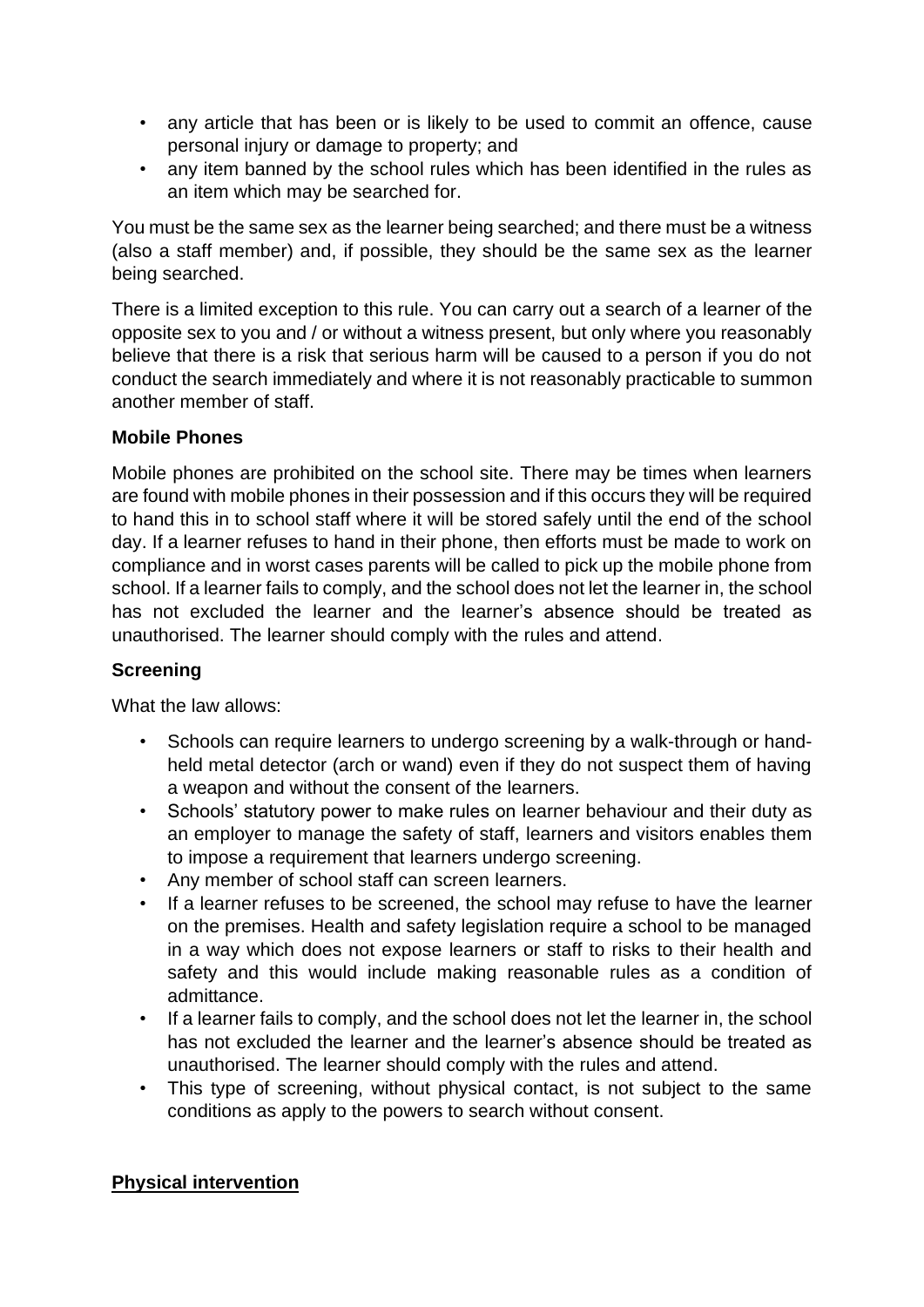- any article that has been or is likely to be used to commit an offence, cause personal injury or damage to property; and
- any item banned by the school rules which has been identified in the rules as an item which may be searched for.

You must be the same sex as the learner being searched; and there must be a witness (also a staff member) and, if possible, they should be the same sex as the learner being searched.

There is a limited exception to this rule. You can carry out a search of a learner of the opposite sex to you and / or without a witness present, but only where you reasonably believe that there is a risk that serious harm will be caused to a person if you do not conduct the search immediately and where it is not reasonably practicable to summon another member of staff.

**Mobile Phones**

Mobile phones are prohibited on the school site. There may be times when learners are found with mobile phones in their possession and if this occurs they will be required to hand this in to school staff where it will be stored safely until the end of the school day. If a learner refuses to hand in their phone, then efforts must be made to work on compliance and in worst cases parents will be called to pick up the mobile phone from school. If a learner fails to comply, and the school does not let the learner in, the school has not excluded the learner and the learner's absence should be treated as unauthorised. The learner should comply with the rules and attend.

**Screening**

What the law allows:

- Schools can require learners to undergo screening by a walk-through or hand-held metal detector (arch or wand) even if they do not suspect them of having a weapon and without the consent of the learners.
- Schools' statutory power to make rules on learner behaviour and their duty as an employer to manage the safety of staff, learners and visitors enables them to impose a requirement that learners undergo screening.
- Any member of school staff can screen learners.
- If a learner refuses to be screened, the school may refuse to have the learner on the premises. Health and safety legislation require a school to be managed in a way which does not expose learners or staff to risks to their health and safety and this would include making reasonable rules as a condition of admittance.
- If a learner fails to comply, and the school does not let the learner in, the school has not excluded the learner and the learner's absence should be treated as unauthorised. The learner should comply with the rules and attend.
- This type of screening, without physical contact, is not subject to the same conditions as apply to the powers to search without consent.

**Physical intervention**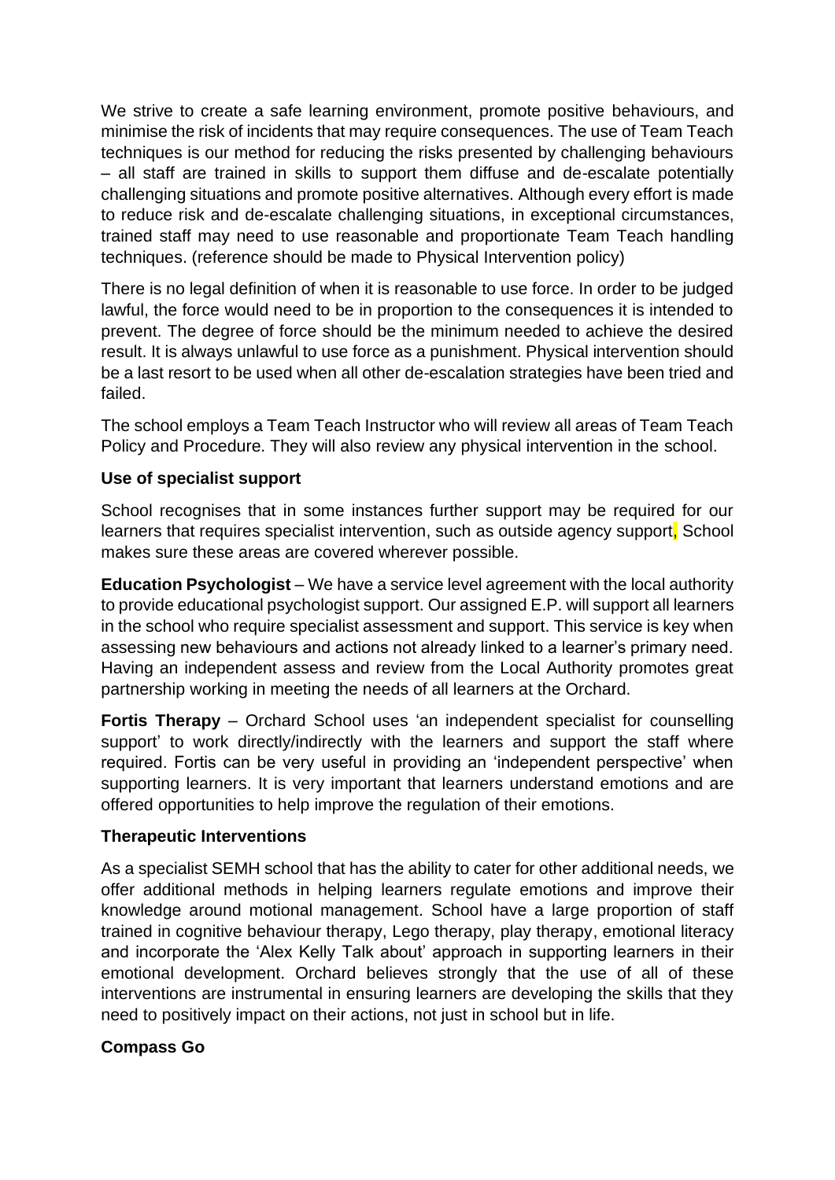We strive to create a safe learning environment, promote positive behaviours, and minimise the risk of incidents that may require consequences. The use of Team Teach techniques is our method for reducing the risks presented by challenging behaviours – all staff are trained in skills to support them diffuse and de-escalate potentially challenging situations and promote positive alternatives. Although every effort is made to reduce risk and de-escalate challenging situations, in exceptional circumstances, trained staff may need to use reasonable and proportionate Team Teach handling techniques. (reference should be made to Physical Intervention policy)

There is no legal definition of when it is reasonable to use force. In order to be judged lawful, the force would need to be in proportion to the consequences it is intended to prevent. The degree of force should be the minimum needed to achieve the desired result. It is always unlawful to use force as a punishment. Physical intervention should be a last resort to be used when all other de-escalation strategies have been tried and failed.

The school employs a Team Teach Instructor who will review all areas of Team Teach Policy and Procedure. They will also review any physical intervention in the school.

**Use of specialist support**

School recognises that in some instances further support may be required for our learners that requires specialist intervention, such as outside agency support, School makes sure these areas are covered wherever possible.

**Education Psychologist** – We have a service level agreement with the local authority to provide educational psychologist support. Our assigned E.P. will support all learners in the school who require specialist assessment and support. This service is key when assessing new behaviours and actions not already linked to a learner's primary need. Having an independent assess and review from the Local Authority promotes great partnership working in meeting the needs of all learners at the Orchard.

**Fortis Therapy** – Orchard School uses 'an independent specialist for counselling support' to work directly/indirectly with the learners and support the staff where required. Fortis can be very useful in providing an 'independent perspective' when supporting learners. It is very important that learners understand emotions and are offered opportunities to help improve the regulation of their emotions.

**Therapeutic Interventions**

As a specialist SEMH school that has the ability to cater for other additional needs, we offer additional methods in helping learners regulate emotions and improve their knowledge around motional management. School have a large proportion of staff trained in cognitive behaviour therapy, Lego therapy, play therapy, emotional literacy and incorporate the 'Alex Kelly Talk about' approach in supporting learners in their emotional development. Orchard believes strongly that the use of all of these interventions are instrumental in ensuring learners are developing the skills that they need to positively impact on their actions, not just in school but in life.

**Compass Go**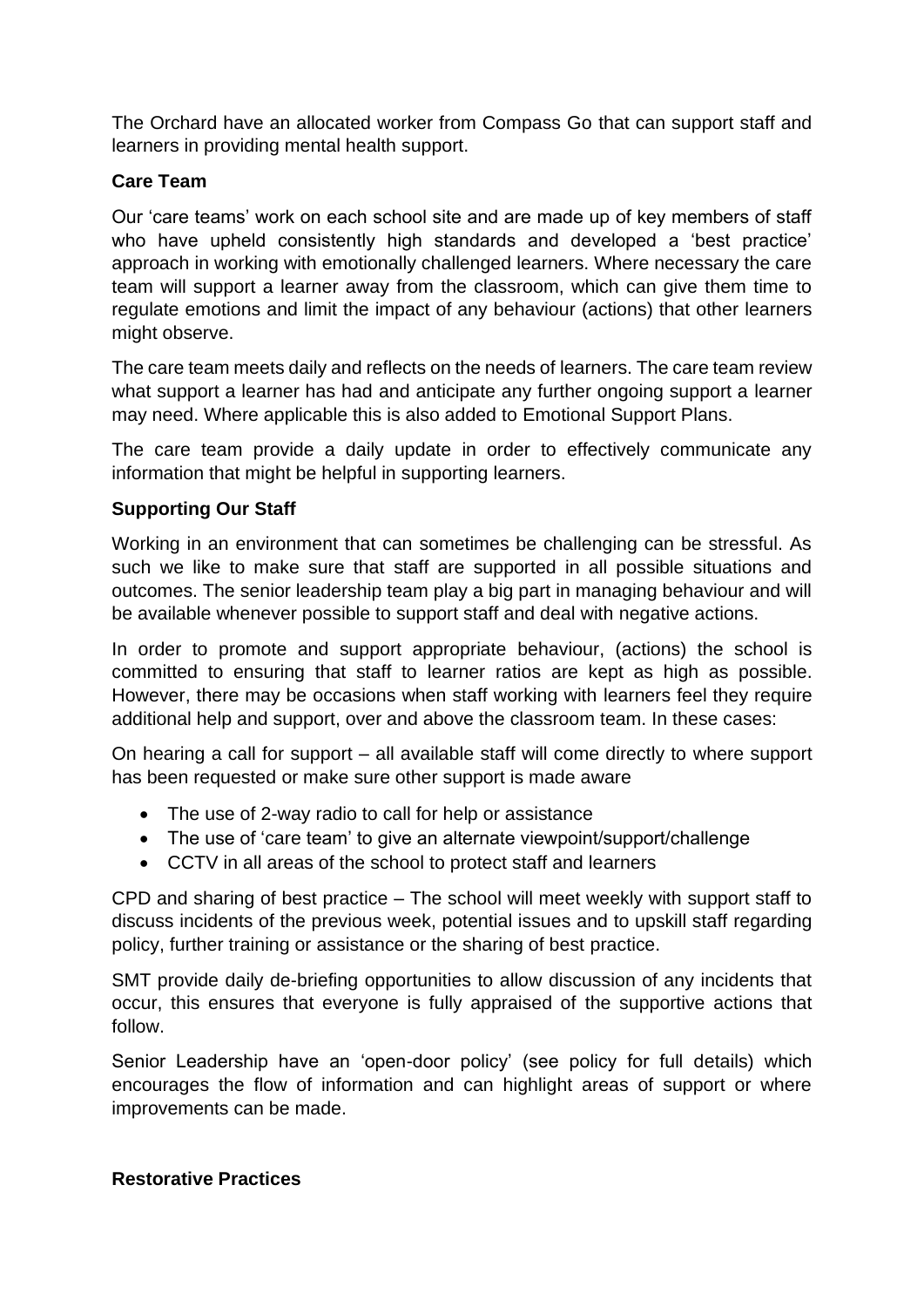The Orchard have an allocated worker from Compass Go that can support staff and learners in providing mental health support.

**Care Team**

Our 'care teams' work on each school site and are made up of key members of staff who have upheld consistently high standards and developed a 'best practice' approach in working with emotionally challenged learners. Where necessary the care team will support a learner away from the classroom, which can give them time to regulate emotions and limit the impact of any behaviour (actions) that other learners might observe.

The care team meets daily and reflects on the needs of learners. The care team review what support a learner has had and anticipate any further ongoing support a learner may need. Where applicable this is also added to Emotional Support Plans.

The care team provide a daily update in order to effectively communicate any information that might be helpful in supporting learners.

**Supporting Our Staff**

Working in an environment that can sometimes be challenging can be stressful. As such we like to make sure that staff are supported in all possible situations and outcomes. The senior leadership team play a big part in managing behaviour and will be available whenever possible to support staff and deal with negative actions.

In order to promote and support appropriate behaviour, (actions) the school is committed to ensuring that staff to learner ratios are kept as high as possible. However, there may be occasions when staff working with learners feel they require additional help and support, over and above the classroom team. In these cases:

On hearing a call for support – all available staff will come directly to where support has been requested or make sure other support is made aware

- The use of 2-way radio to call for help or assistance
- The use of 'care team' to give an alternate viewpoint/support/challenge
- CCTV in all areas of the school to protect staff and learners

CPD and sharing of best practice – The school will meet weekly with support staff to discuss incidents of the previous week, potential issues and to upskill staff regarding policy, further training or assistance or the sharing of best practice.

SMT provide daily de-briefing opportunities to allow discussion of any incidents that occur, this ensures that everyone is fully appraised of the supportive actions that follow.

Senior Leadership have an 'open-door policy' (see policy for full details) which encourages the flow of information and can highlight areas of support or where improvements can be made.

**Restorative Practices**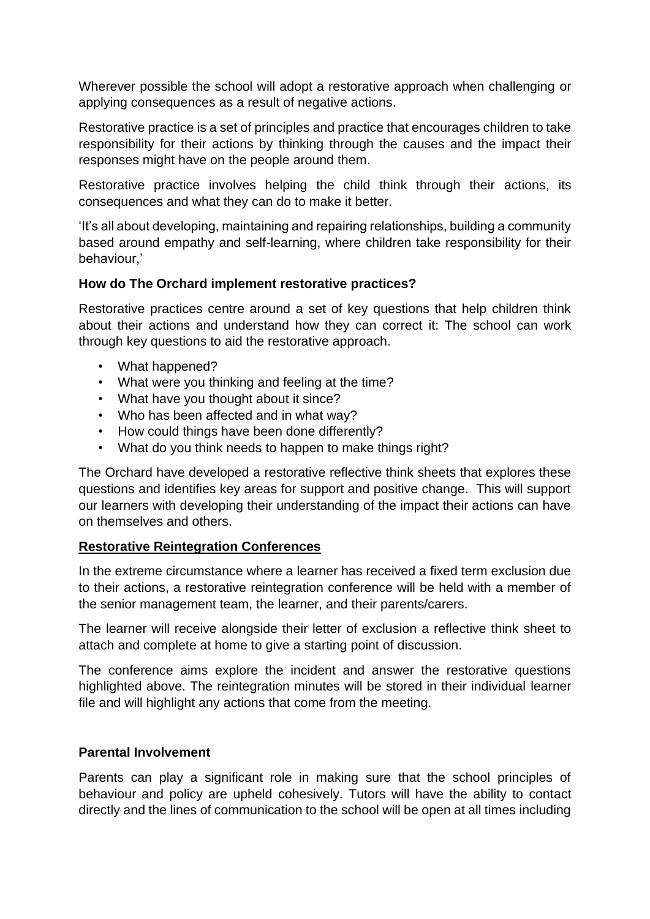Wherever possible the school will adopt a restorative approach when challenging or applying consequences as a result of negative actions.

Restorative practice is a set of principles and practice that encourages children to take responsibility for their actions by thinking through the causes and the impact their responses might have on the people around them.

Restorative practice involves helping the child think through their actions, its consequences and what they can do to make it better.

'It's all about developing, maintaining and repairing relationships, building a community based around empathy and self-learning, where children take responsibility for their behaviour,'

**How do The Orchard implement restorative practices?**

Restorative practices centre around a set of key questions that help children think about their actions and understand how they can correct it: The school can work through key questions to aid the restorative approach.

- What happened?
- What were you thinking and feeling at the time?
- What have you thought about it since?
- Who has been affected and in what way?
- How could things have been done differently?
- What do you think needs to happen to make things right?

The Orchard have developed a restorative reflective think sheets that explores these questions and identifies key areas for support and positive change. This will support our learners with developing their understanding of the impact their actions can have on themselves and others.

**Restorative Reintegration Conferences**

In the extreme circumstance where a learner has received a fixed term exclusion due to their actions, a restorative reintegration conference will be held with a member of the senior management team, the learner, and their parents/carers.

The learner will receive alongside their letter of exclusion a reflective think sheet to attach and complete at home to give a starting point of discussion.

The conference aims explore the incident and answer the restorative questions highlighted above. The reintegration minutes will be stored in their individual learner file and will highlight any actions that come from the meeting.

**Parental Involvement**

Parents can play a significant role in making sure that the school principles of behaviour and policy are upheld cohesively. Tutors will have the ability to contact directly and the lines of communication to the school will be open at all times including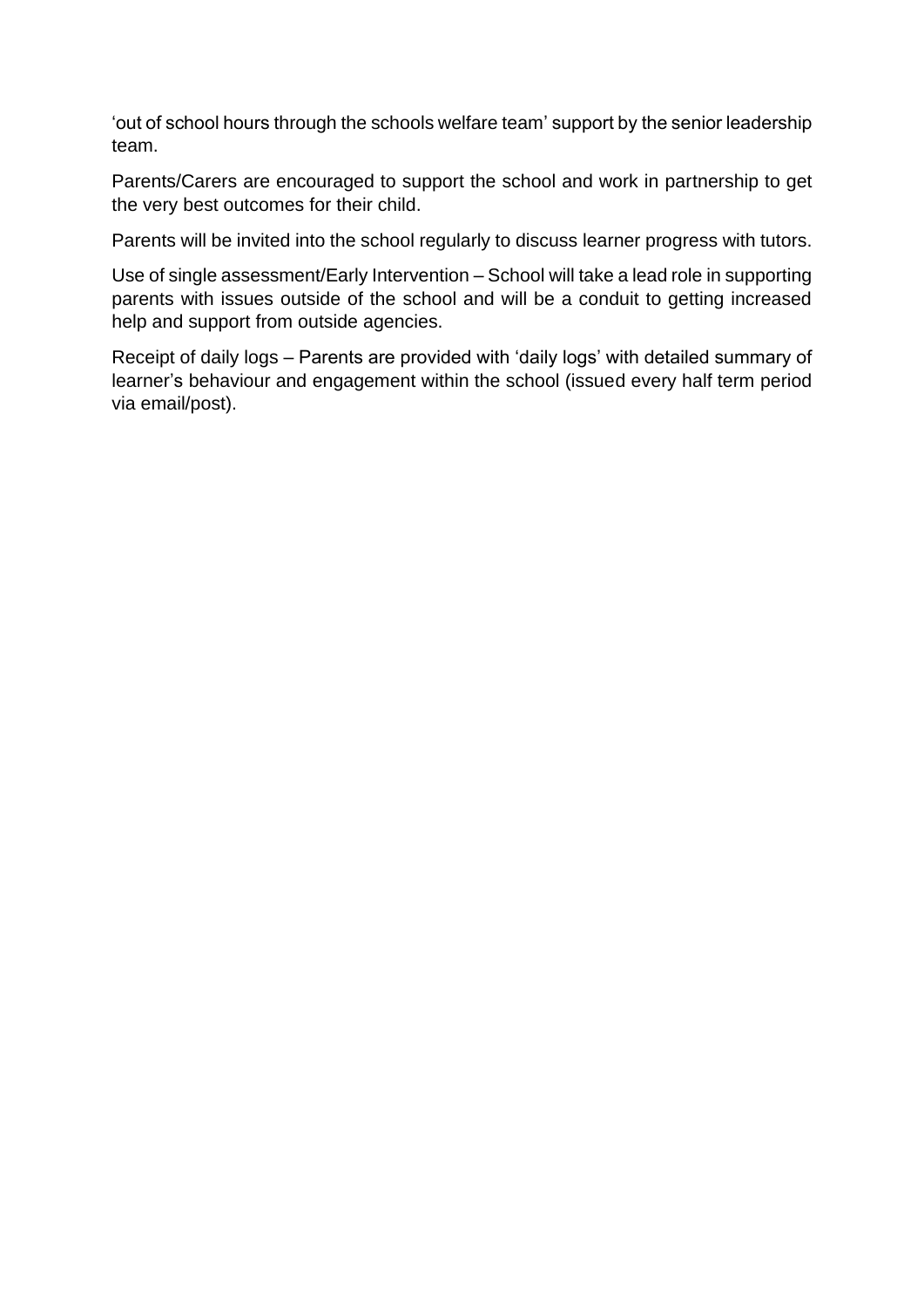'out of school hours through the schools welfare team' support by the senior leadership team.

Parents/Carers are encouraged to support the school and work in partnership to get the very best outcomes for their child.

Parents will be invited into the school regularly to discuss learner progress with tutors.

Use of single assessment/Early Intervention – School will take a lead role in supporting parents with issues outside of the school and will be a conduit to getting increased help and support from outside agencies.

Receipt of daily logs – Parents are provided with 'daily logs' with detailed summary of learner's behaviour and engagement within the school (issued every half term period via email/post).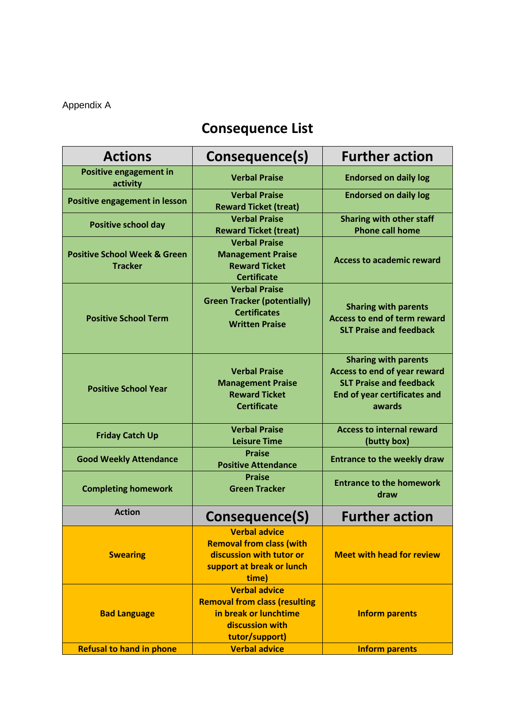Appendix A

# Consequence List

| Actions | Consequence(s) | Further action |
|---|---|---|
| Positive engagement in activity | Verbal Praise | Endorsed on daily log |
| Positive engagement in lesson | Verbal Praise<br>Reward Ticket (treat) | Endorsed on daily log |
| Positive school day | Verbal Praise<br>Reward Ticket (treat) | Sharing with other staff<br>Phone call home |
| Positive School Week & Green Tracker | Verbal Praise<br>Management Praise<br>Reward Ticket<br>Certificate | Access to academic reward |
| Positive School Term | Verbal Praise<br>Green Tracker (potentially)<br>Certificates<br>Written Praise | Sharing with parents<br>Access to end of term reward<br>SLT Praise and feedback |
| Positive School Year | Verbal Praise<br>Management Praise<br>Reward Ticket<br>Certificate | Sharing with parents<br>Access to end of year reward<br>SLT Praise and feedback<br>End of year certificates and awards |
| Friday Catch Up | Verbal Praise<br>Leisure Time | Access to internal reward (butty box) |
| Good Weekly Attendance | Praise<br>Positive Attendance | Entrance to the weekly draw |
| Completing homework | Praise<br>Green Tracker | Entrance to the homework draw |
| **Action** | **Consequence(S)** | **Further action** |
| Swearing | Verbal advice<br>Removal from class (with discussion with tutor or support at break or lunch time) | Meet with head for review |
| Bad Language | Verbal advice<br>Removal from class (resulting in break or lunchtime discussion with tutor/support) | Inform parents |
| Refusal to hand in phone | Verbal advice | Inform parents |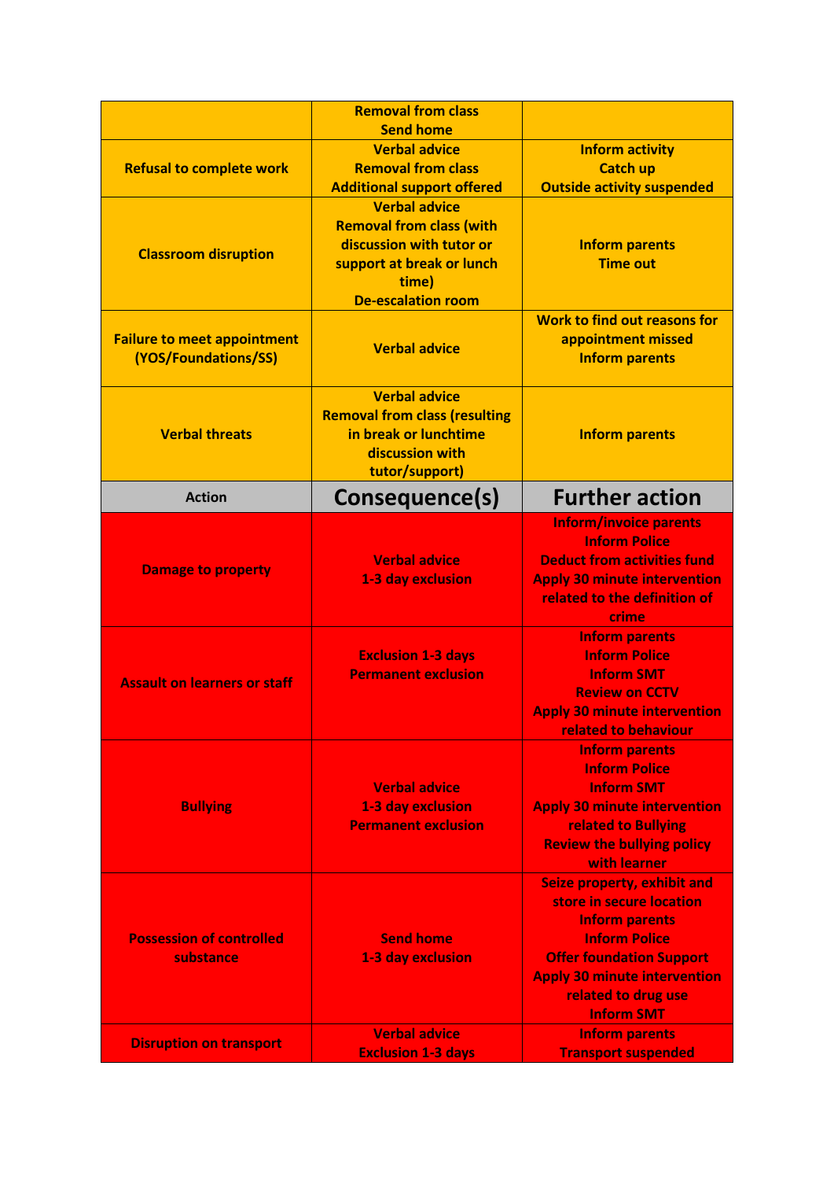| | | |
|---|---|---|
| | Removal from class<br>Send home | |
| Refusal to complete work | Verbal advice<br>Removal from class<br>Additional support offered | Inform activity<br>Catch up<br>Outside activity suspended |
| Classroom disruption | Verbal advice<br>Removal from class (with discussion with tutor or support at break or lunch time)<br>De-escalation room | Inform parents<br>Time out |
| Failure to meet appointment (YOS/Foundations/SS) | Verbal advice | Work to find out reasons for appointment missed<br>Inform parents |
| Verbal threats | Verbal advice<br>Removal from class (resulting in break or lunchtime discussion with tutor/support) | Inform parents |

| Action | Consequence(s) | Further action |
|---|---|---|
| Damage to property | Verbal advice<br>1-3 day exclusion | Inform/invoice parents<br>Inform Police<br>Deduct from activities fund<br>Apply 30 minute intervention related to the definition of crime |
| Assault on learners or staff | Exclusion 1-3 days<br>Permanent exclusion | Inform parents<br>Inform Police<br>Inform SMT<br>Review on CCTV<br>Apply 30 minute intervention related to behaviour |
| Bullying | Verbal advice<br>1-3 day exclusion<br>Permanent exclusion | Inform parents<br>Inform Police<br>Inform SMT<br>Apply 30 minute intervention related to Bullying<br>Review the bullying policy with learner |
| Possession of controlled substance | Send home<br>1-3 day exclusion | Seize property, exhibit and store in secure location<br>Inform parents<br>Inform Police<br>Offer foundation Support<br>Apply 30 minute intervention related to drug use<br>Inform SMT |
| Disruption on transport | Verbal advice<br>Exclusion 1-3 days | Inform parents<br>Transport suspended |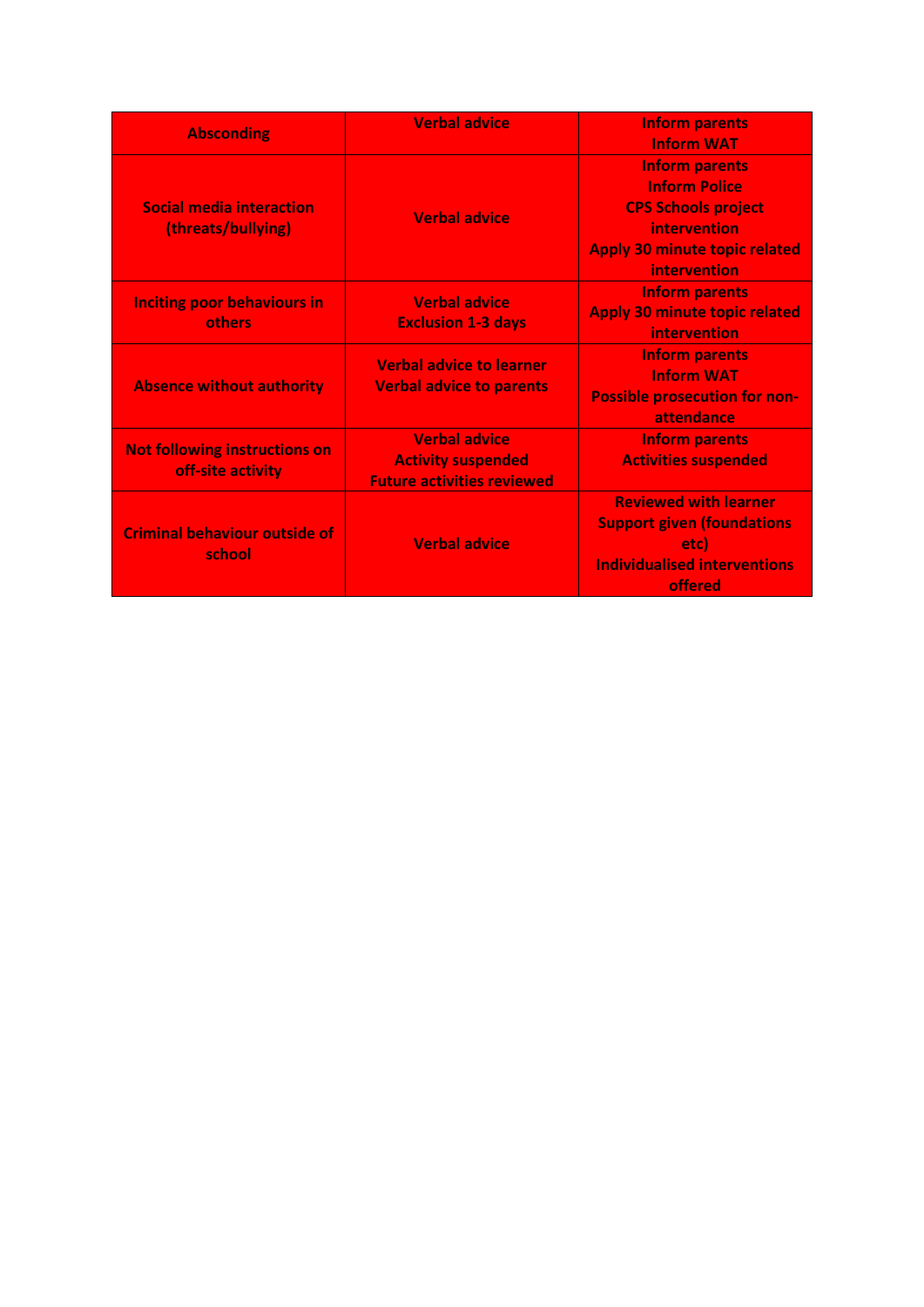| Absconding | Verbal advice | Inform parents<br>Inform WAT |
|---|---|---|
| Social media interaction (threats/bullying) | Verbal advice | Inform parents<br>Inform Police<br>CPS Schools project intervention<br>Apply 30 minute topic related intervention |
| Inciting poor behaviours in others | Verbal advice<br>Exclusion 1-3 days | Inform parents<br>Apply 30 minute topic related intervention |
| Absence without authority | Verbal advice to learner<br>Verbal advice to parents | Inform parents<br>Inform WAT<br>Possible prosecution for non-attendance |
| Not following instructions on off-site activity | Verbal advice<br>Activity suspended<br>Future activities reviewed | Inform parents<br>Activities suspended |
| Criminal behaviour outside of school | Verbal advice | Reviewed with learner<br>Support given (foundations etc)<br>Individualised interventions offered |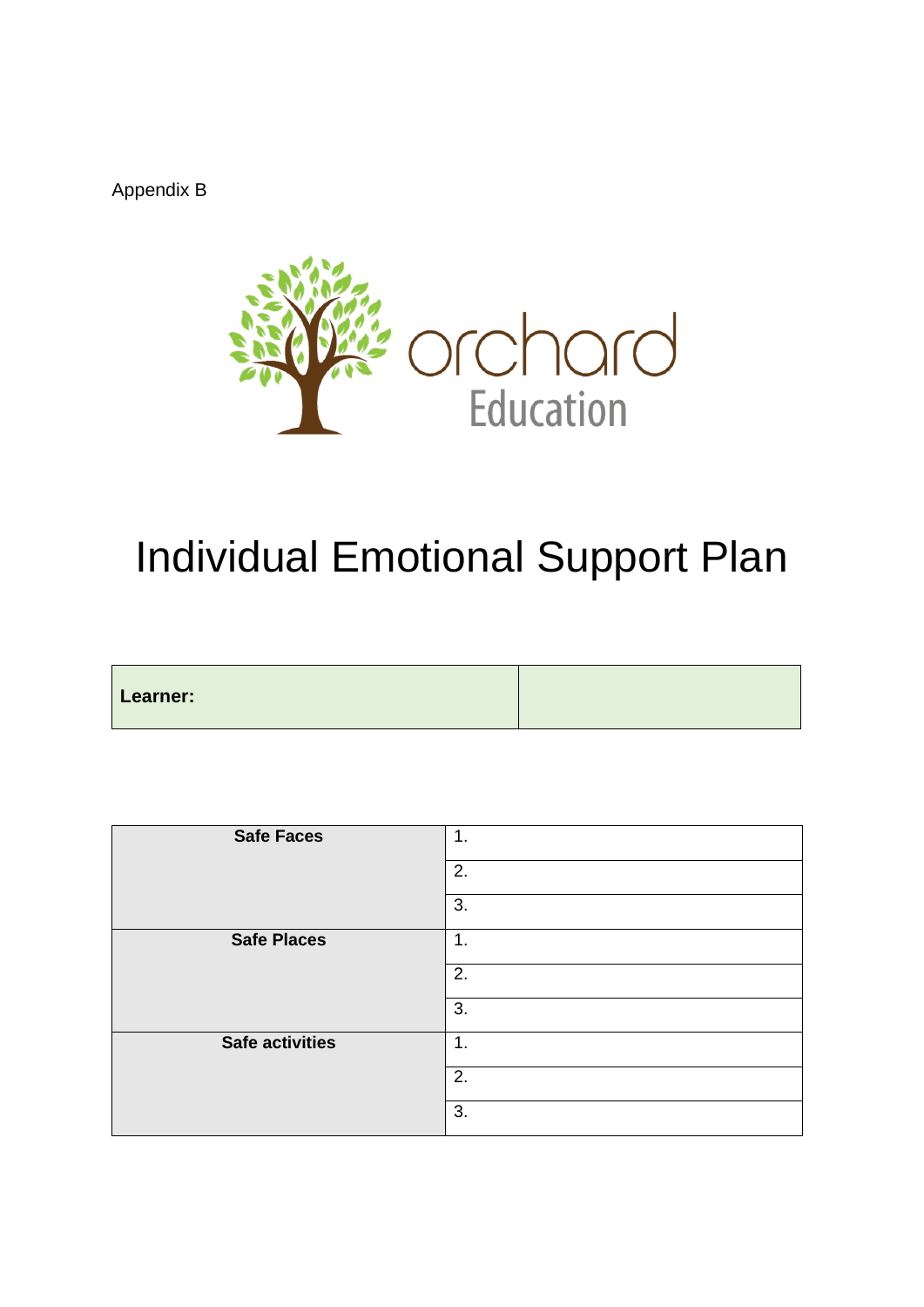Appendix B

orchard Education

# Individual Emotional Support Plan

| Learner: | |
|---|---|

| Safe Faces | 1. |
|---|---|
| | 2. |
| | 3. |
| **Safe Places** | 1. |
| | 2. |
| | 3. |
| **Safe activities** | 1. |
| | 2. |
| | 3. |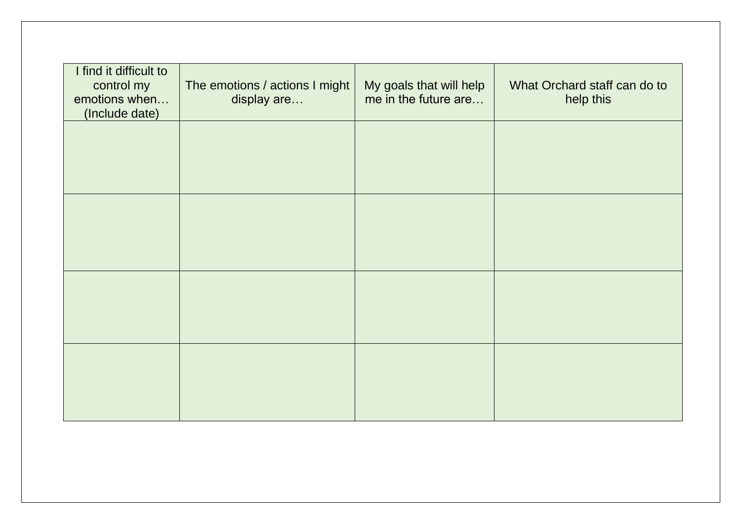| I find it difficult to control my emotions when… (Include date) | The emotions / actions I might display are… | My goals that will help me in the future are… | What Orchard staff can do to help this |
| --- | --- | --- | --- |
| | | | |
| | | | |
| | | | |
| | | | |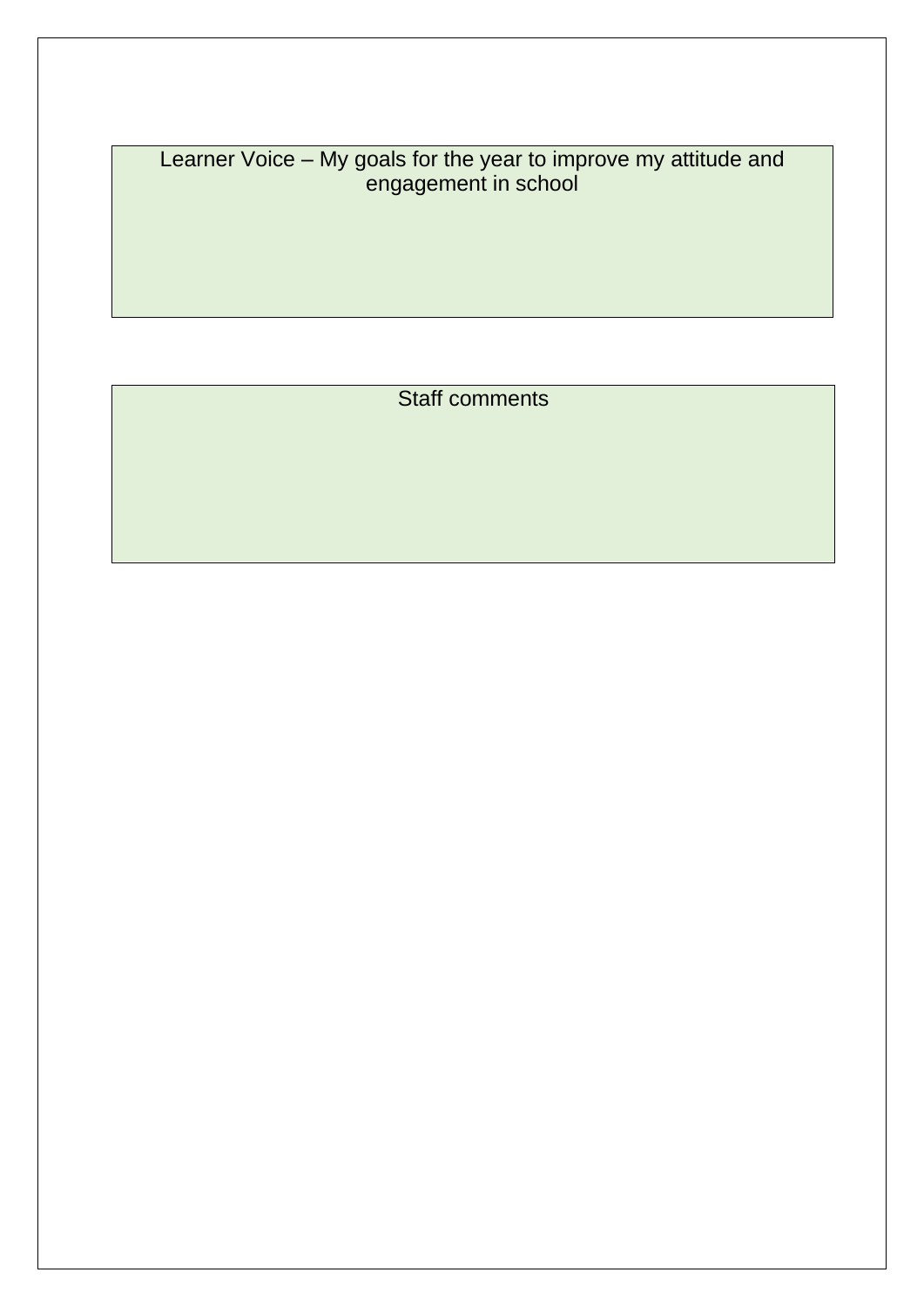| Learner Voice – My goals for the year to improve my attitude and engagement in school |
| --- |
| |

| Staff comments |
| --- |
| |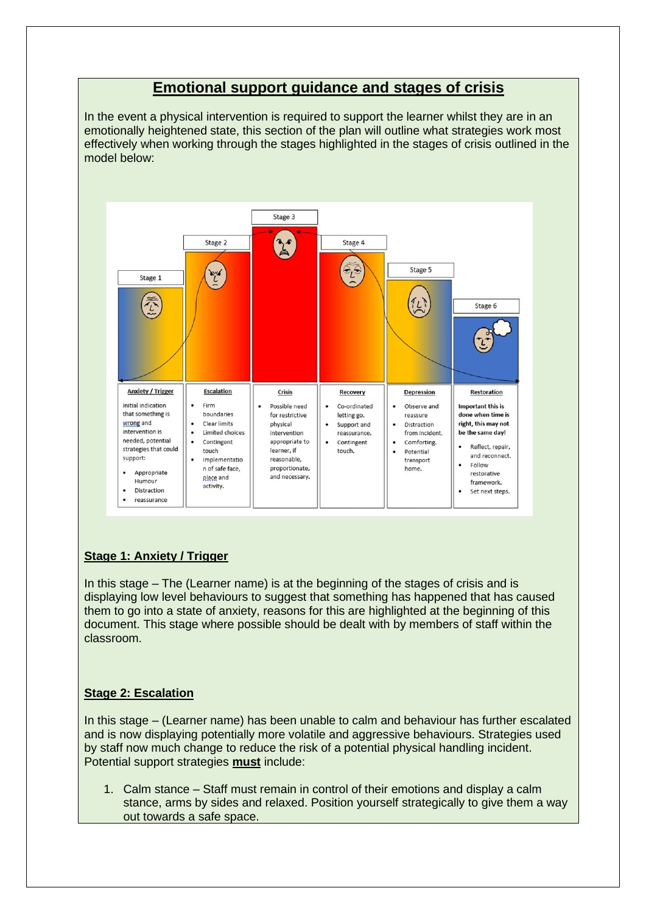## Emotional support guidance and stages of crisis

In the event a physical intervention is required to support the learner whilst they are in an emotionally heightened state, this section of the plan will outline what strategies work most effectively when working through the stages highlighted in the stages of crisis outlined in the model below:

| Stage 1 | Stage 2 | Stage 3 | Stage 4 | Stage 5 | Stage 6 |
|---|---|---|---|---|---|
| **Anxiety / Trigger** | **Escalation** | **Crisis** | **Recovery** | **Depression** | **Restoration** |
| Initial indication that something is wrong and intervention is needed, potential strategies that could support: • Appropriate Humour • Distraction • reassurance | • Firm boundaries • Clear limits • Limited choices • Contingent touch • Implementation of safe face, place and activity. | • Possible need for restrictive physical intervention appropriate to learner, if reasonable, proportionate, and necessary. | • Co-ordinated letting go. • Support and reassurance. • Contingent touch. | • Observe and reassure • Distraction from incident. • Comforting. • Potential transport home. | **Important this is done when time is right, this may not be the same day!** • Reflect, repair, and reconnect. • Follow restorative framework. • Set next steps. |

### Stage 1: Anxiety / Trigger

In this stage – The (Learner name) is at the beginning of the stages of crisis and is displaying low level behaviours to suggest that something has happened that has caused them to go into a state of anxiety, reasons for this are highlighted at the beginning of this document. This stage where possible should be dealt with by members of staff within the classroom.

### Stage 2: Escalation

In this stage – (Learner name) has been unable to calm and behaviour has further escalated and is now displaying potentially more volatile and aggressive behaviours. Strategies used by staff now much change to reduce the risk of a potential physical handling incident. Potential support strategies **must** include:

1. Calm stance – Staff must remain in control of their emotions and display a calm stance, arms by sides and relaxed. Position yourself strategically to give them a way out towards a safe space.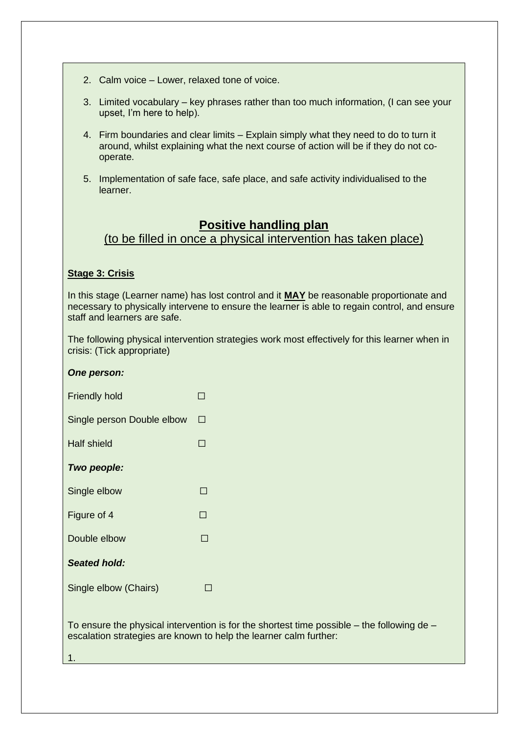2. Calm voice – Lower, relaxed tone of voice.

3. Limited vocabulary – key phrases rather than too much information, (I can see your upset, I'm here to help).

4. Firm boundaries and clear limits – Explain simply what they need to do to turn it around, whilst explaining what the next course of action will be if they do not co-operate.

5. Implementation of safe face, safe place, and safe activity individualised to the learner.

## Positive handling plan

(to be filled in once a physical intervention has taken place)

**Stage 3: Crisis**

In this stage (Learner name) has lost control and it **MAY** be reasonable proportionate and necessary to physically intervene to ensure the learner is able to regain control, and ensure staff and learners are safe.

The following physical intervention strategies work most effectively for this learner when in crisis: (Tick appropriate)

***One person:***

Friendly hold ☐

Single person Double elbow ☐

Half shield ☐

***Two people:***

Single elbow ☐

Figure of 4 ☐

Double elbow ☐

***Seated hold:***

Single elbow (Chairs) ☐

To ensure the physical intervention is for the shortest time possible – the following de – escalation strategies are known to help the learner calm further:

1.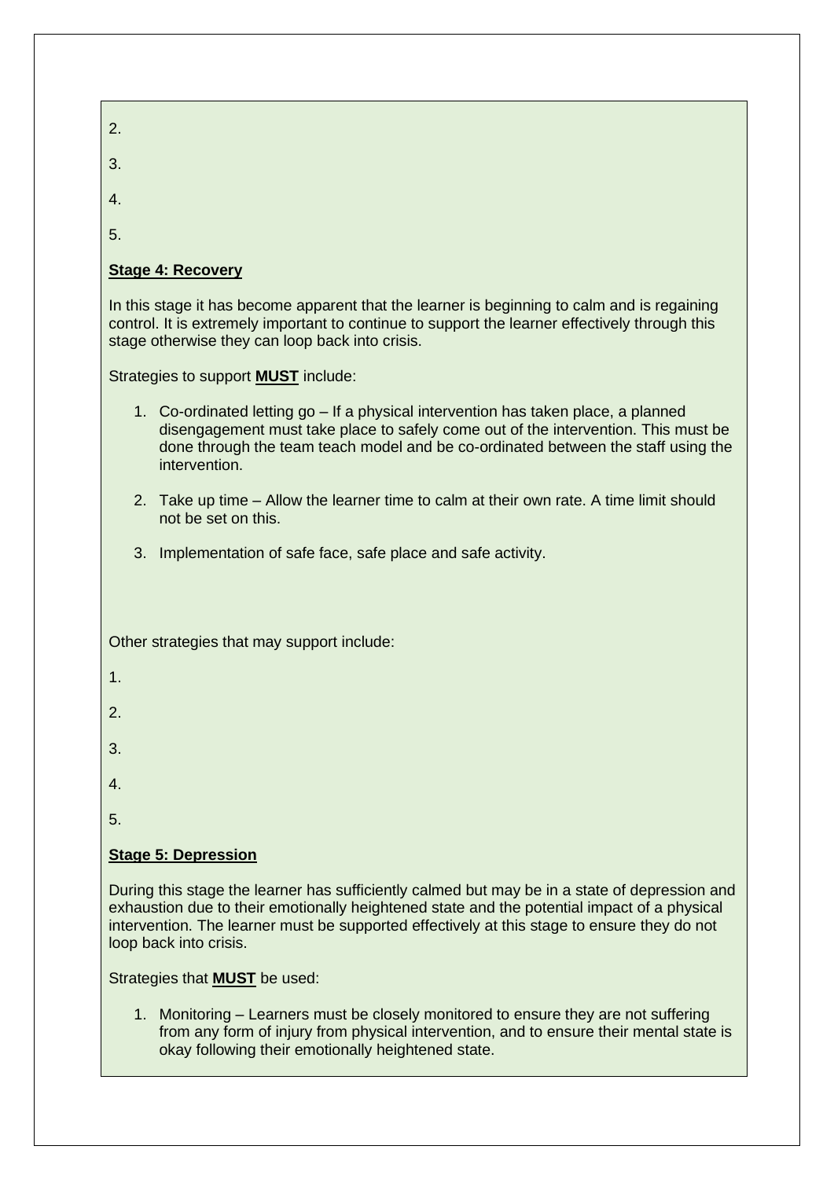2.

3.

4.

5.

**Stage 4: Recovery**

In this stage it has become apparent that the learner is beginning to calm and is regaining control. It is extremely important to continue to support the learner effectively through this stage otherwise they can loop back into crisis.

Strategies to support **MUST** include:

1. Co-ordinated letting go – If a physical intervention has taken place, a planned disengagement must take place to safely come out of the intervention. This must be done through the team teach model and be co-ordinated between the staff using the intervention.

2. Take up time – Allow the learner time to calm at their own rate. A time limit should not be set on this.

3. Implementation of safe face, safe place and safe activity.

Other strategies that may support include:

1.

2.

3.

4.

5.

**Stage 5: Depression**

During this stage the learner has sufficiently calmed but may be in a state of depression and exhaustion due to their emotionally heightened state and the potential impact of a physical intervention. The learner must be supported effectively at this stage to ensure they do not loop back into crisis.

Strategies that **MUST** be used:

1. Monitoring – Learners must be closely monitored to ensure they are not suffering from any form of injury from physical intervention, and to ensure their mental state is okay following their emotionally heightened state.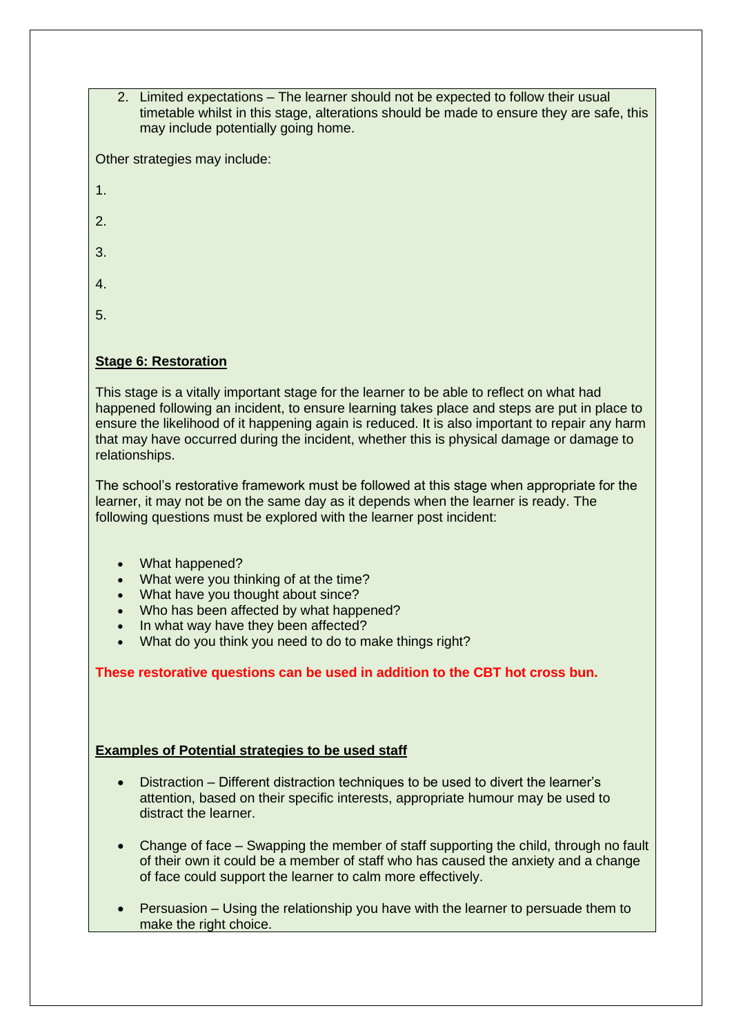2. Limited expectations – The learner should not be expected to follow their usual timetable whilst in this stage, alterations should be made to ensure they are safe, this may include potentially going home.

Other strategies may include:

1.

2.

3.

4.

5.

**Stage 6: Restoration**

This stage is a vitally important stage for the learner to be able to reflect on what had happened following an incident, to ensure learning takes place and steps are put in place to ensure the likelihood of it happening again is reduced. It is also important to repair any harm that may have occurred during the incident, whether this is physical damage or damage to relationships.

The school's restorative framework must be followed at this stage when appropriate for the learner, it may not be on the same day as it depends when the learner is ready. The following questions must be explored with the learner post incident:

- What happened?
- What were you thinking of at the time?
- What have you thought about since?
- Who has been affected by what happened?
- In what way have they been affected?
- What do you think you need to do to make things right?

**These restorative questions can be used in addition to the CBT hot cross bun.**

**Examples of Potential strategies to be used staff**

- Distraction – Different distraction techniques to be used to divert the learner's attention, based on their specific interests, appropriate humour may be used to distract the learner.

- Change of face – Swapping the member of staff supporting the child, through no fault of their own it could be a member of staff who has caused the anxiety and a change of face could support the learner to calm more effectively.

- Persuasion – Using the relationship you have with the learner to persuade them to make the right choice.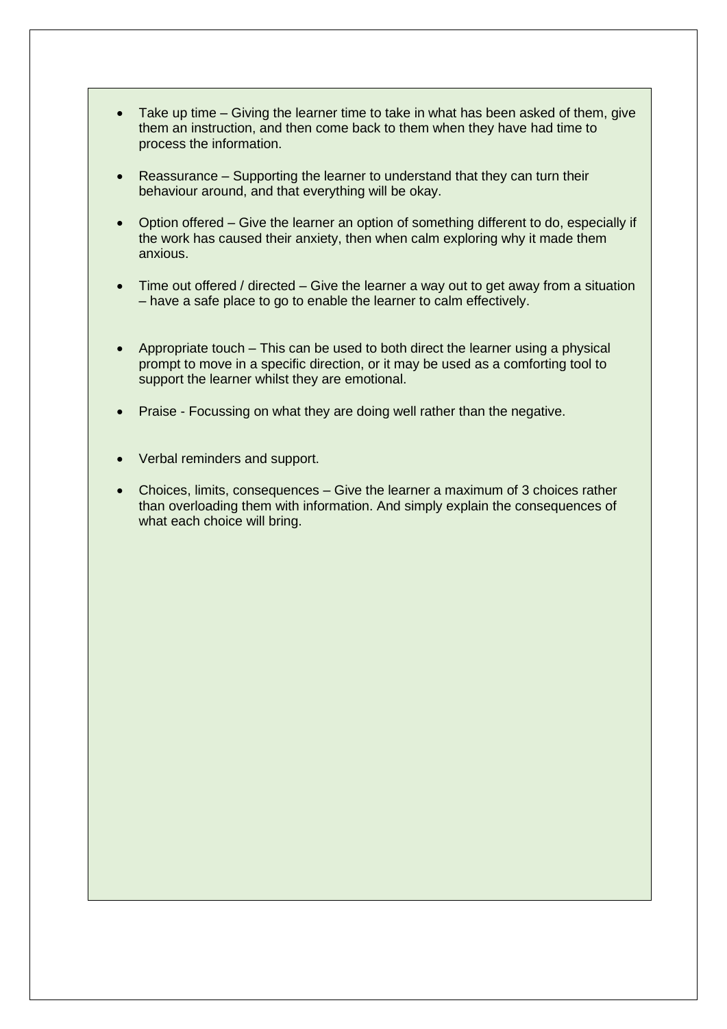- Take up time – Giving the learner time to take in what has been asked of them, give them an instruction, and then come back to them when they have had time to process the information.

- Reassurance – Supporting the learner to understand that they can turn their behaviour around, and that everything will be okay.

- Option offered – Give the learner an option of something different to do, especially if the work has caused their anxiety, then when calm exploring why it made them anxious.

- Time out offered / directed – Give the learner a way out to get away from a situation – have a safe place to go to enable the learner to calm effectively.

- Appropriate touch – This can be used to both direct the learner using a physical prompt to move in a specific direction, or it may be used as a comforting tool to support the learner whilst they are emotional.

- Praise - Focussing on what they are doing well rather than the negative.

- Verbal reminders and support.

- Choices, limits, consequences – Give the learner a maximum of 3 choices rather than overloading them with information. And simply explain the consequences of what each choice will bring.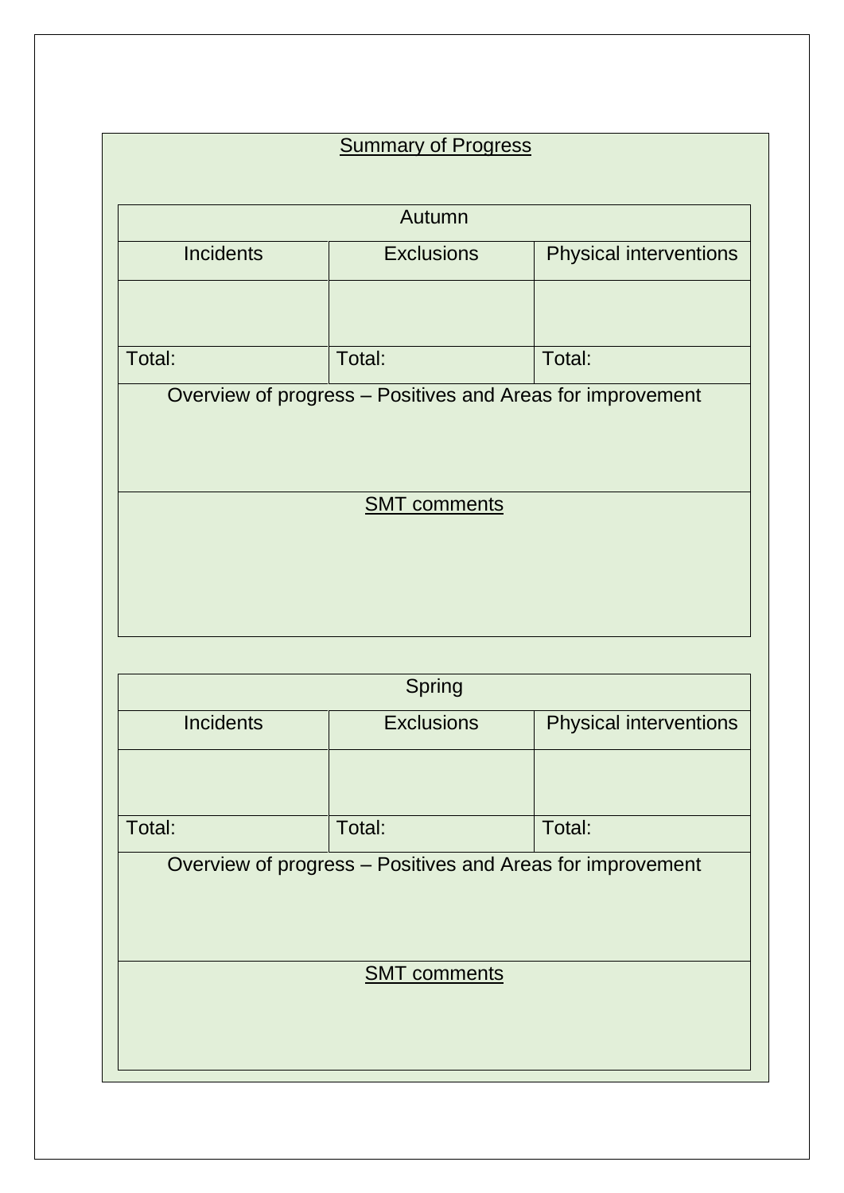## Summary of Progress

| Autumn | | |
|---|---|---|
| Incidents | Exclusions | Physical interventions |
| | | |
| Total: | Total: | Total: |
| Overview of progress – Positives and Areas for improvement | | |
| SMT comments | | |

| Spring | | |
|---|---|---|
| Incidents | Exclusions | Physical interventions |
| | | |
| Total: | Total: | Total: |
| Overview of progress – Positives and Areas for improvement | | |
| SMT comments | | |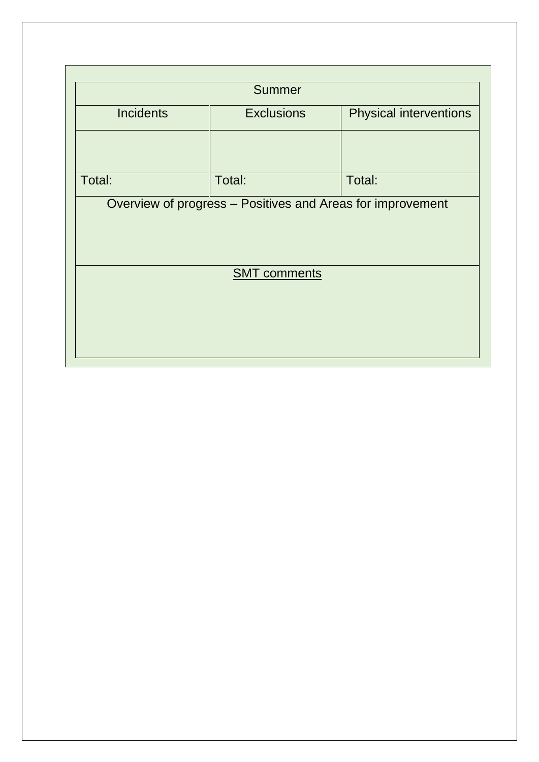| Summer | | |
|---|---|---|
| Incidents | Exclusions | Physical interventions |
| | | |
| Total: | Total: | Total: |
| Overview of progress – Positives and Areas for improvement | | |
| SMT comments | | |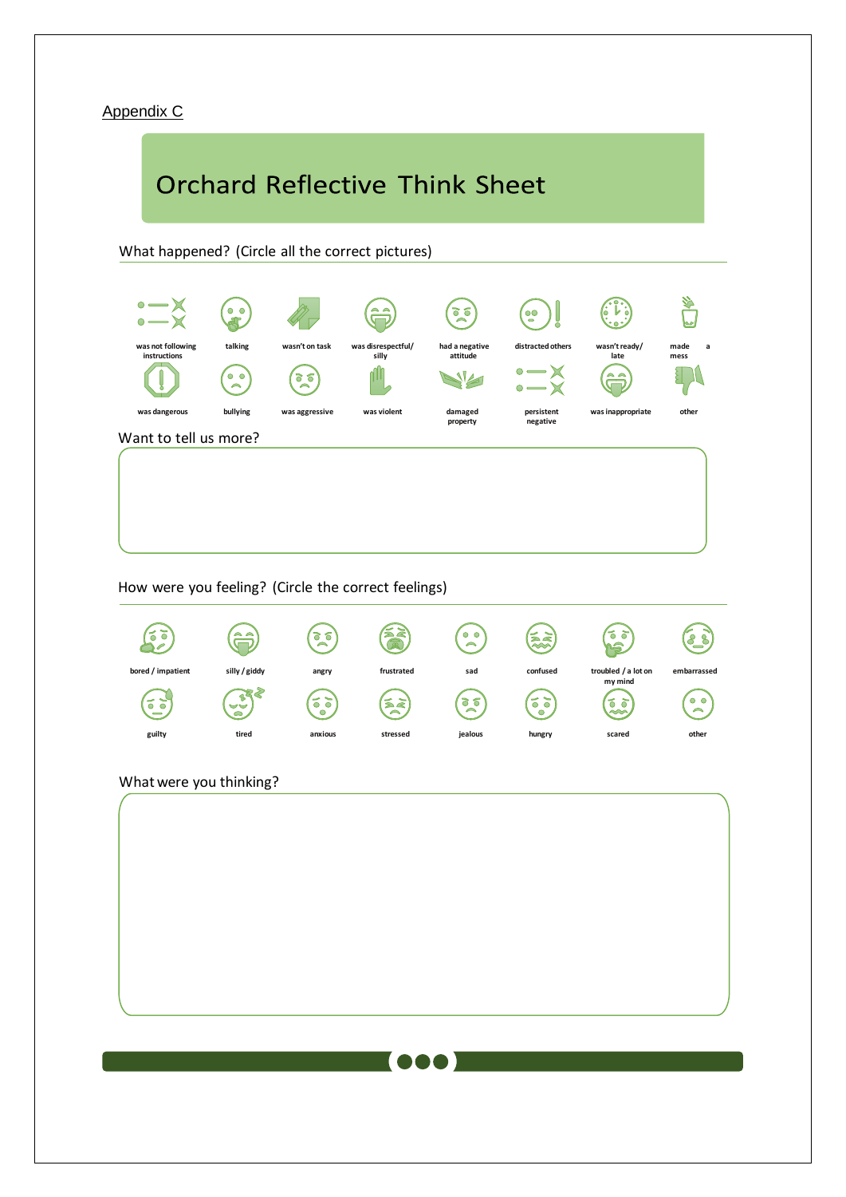Appendix C

# Orchard Reflective Think Sheet

## What happened? (Circle all the correct pictures)

| | | | | | | | |
|---|---|---|---|---|---|---|---|
| was not following instructions | talking | wasn't on task | was disrespectful/ silly | had a negative attitude | distracted others | wasn't ready/ late | made a mess |
| was dangerous | bullying | was aggressive | was violent | damaged property | persistent negative | was inappropriate | other |

## Want to tell us more?

## How were you feeling? (Circle the correct feelings)

| | | | | | | | |
|---|---|---|---|---|---|---|---|
| bored / impatient | silly / giddy | angry | frustrated | sad | confused | troubled / a lot on my mind | embarrassed |
| guilty | tired | anxious | stressed | jealous | hungry | scared | other |

## What were you thinking?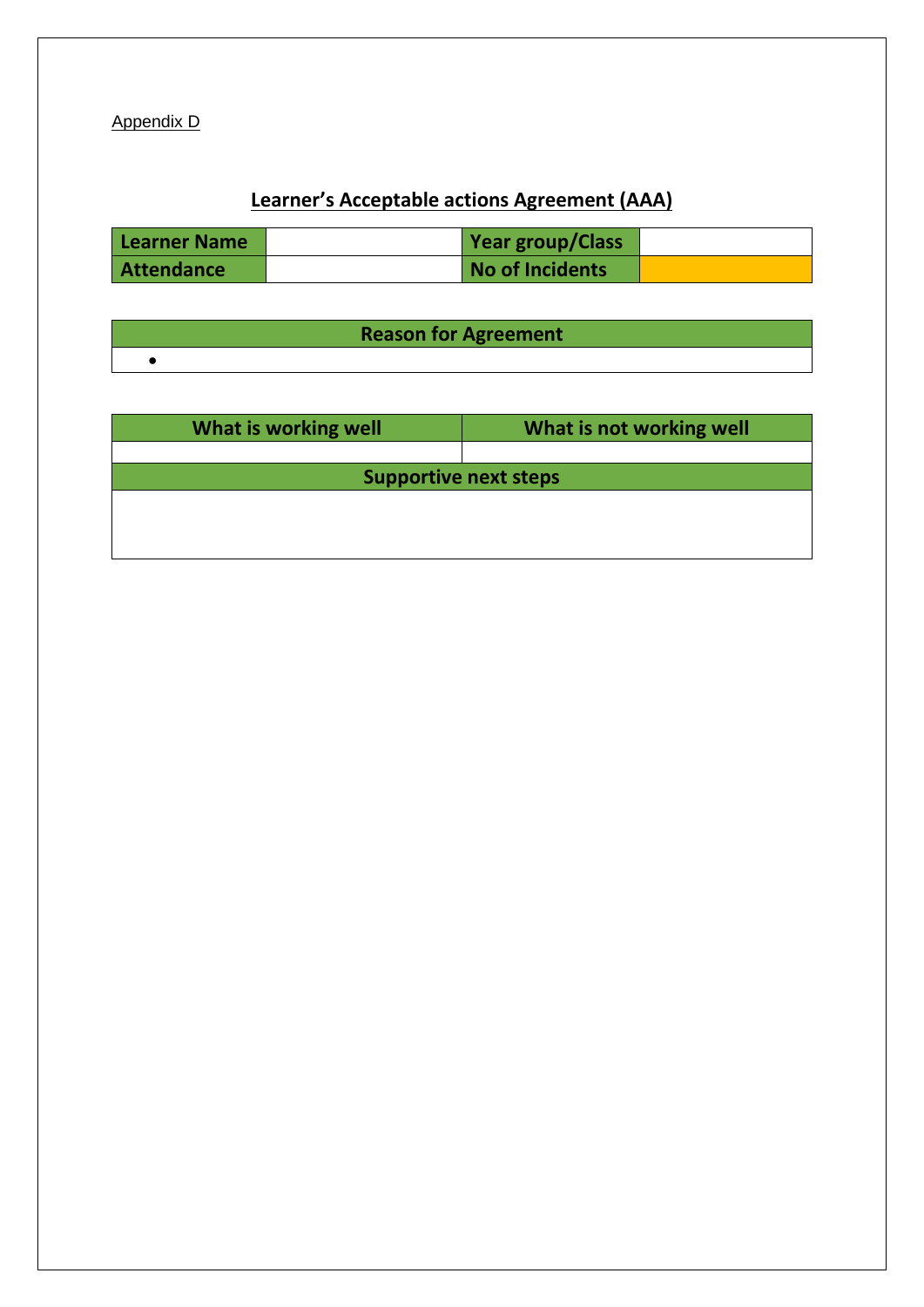Appendix D

## Learner's Acceptable actions Agreement (AAA)

| Learner Name | | Year group/Class | |
|---|---|---|---|
| Attendance | | No of Incidents | |

| Reason for Agreement |
|---|
| • |

| What is working well | What is not working well |
|---|---|
| | |
| Supportive next steps | |
| | |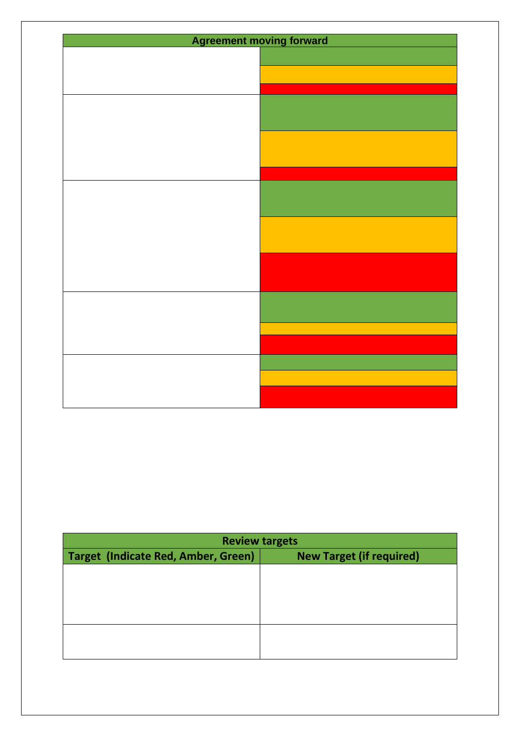| Agreement moving forward | |
|---|---|
| | |
| | |
| | |
| | |
| | |

| Review targets | |
|---|---|
| **Target (Indicate Red, Amber, Green)** | **New Target (if required)** |
| | |
| | |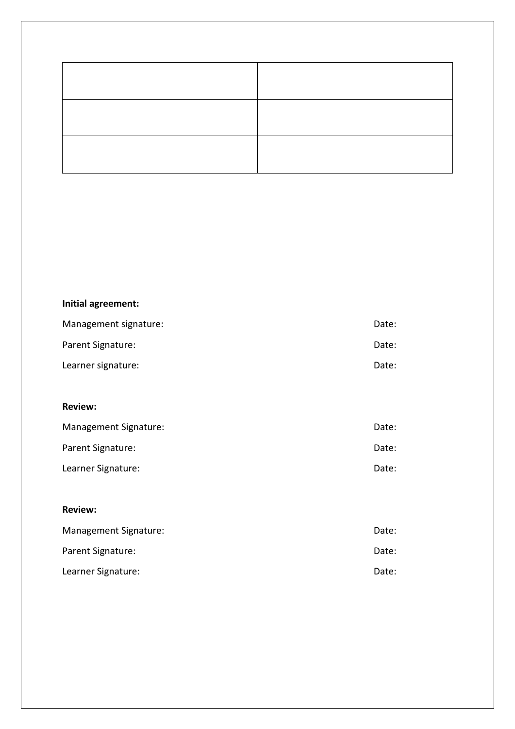| | |
|---|---|
| | |
| | |
| | |

**Initial agreement:**

Management signature: Date:

Parent Signature: Date:

Learner signature: Date:

**Review:**

Management Signature: Date:

Parent Signature: Date:

Learner Signature: Date:

**Review:**

Management Signature: Date:

Parent Signature: Date:

Learner Signature: Date: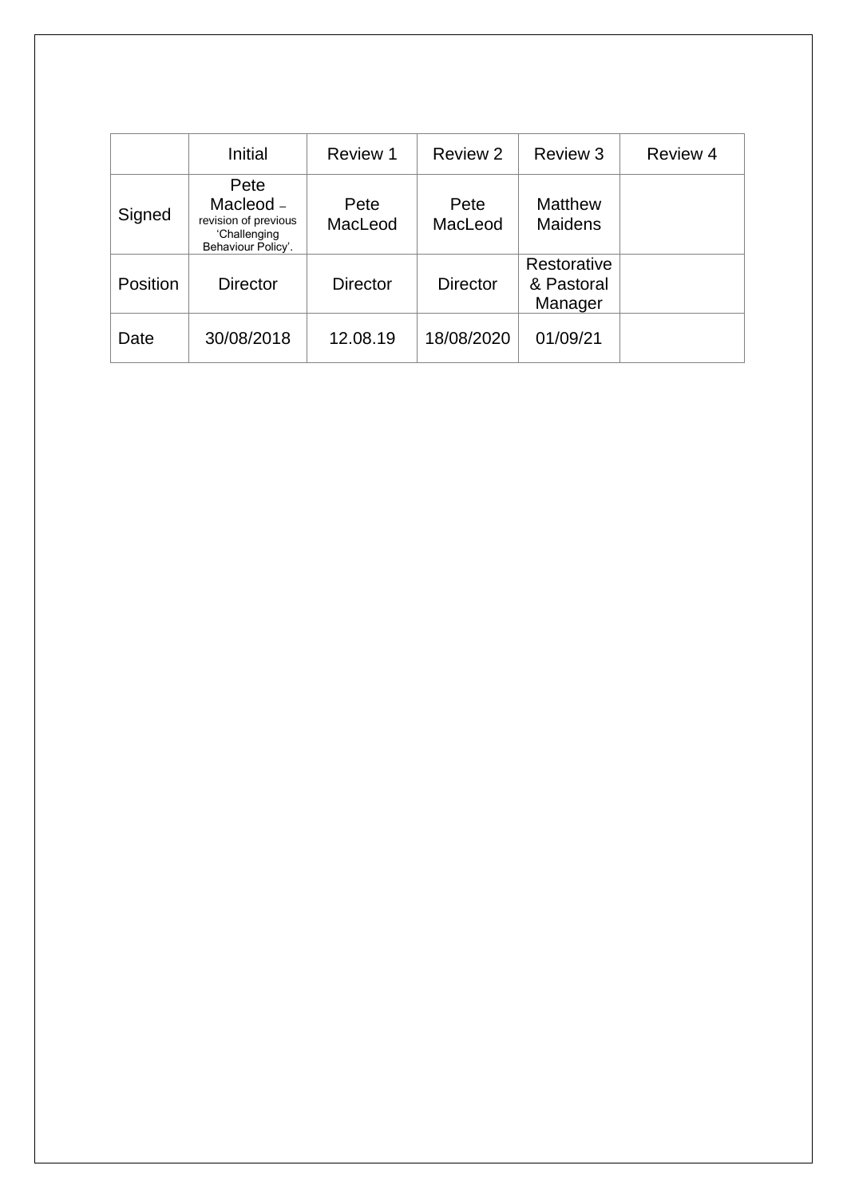| | Initial | Review 1 | Review 2 | Review 3 | Review 4 |
|---|---|---|---|---|---|
| Signed | Pete Macleod – revision of previous 'Challenging Behaviour Policy'. | Pete MacLeod | Pete MacLeod | Matthew Maidens | |
| Position | Director | Director | Director | Restorative & Pastoral Manager | |
| Date | 30/08/2018 | 12.08.19 | 18/08/2020 | 01/09/21 | |